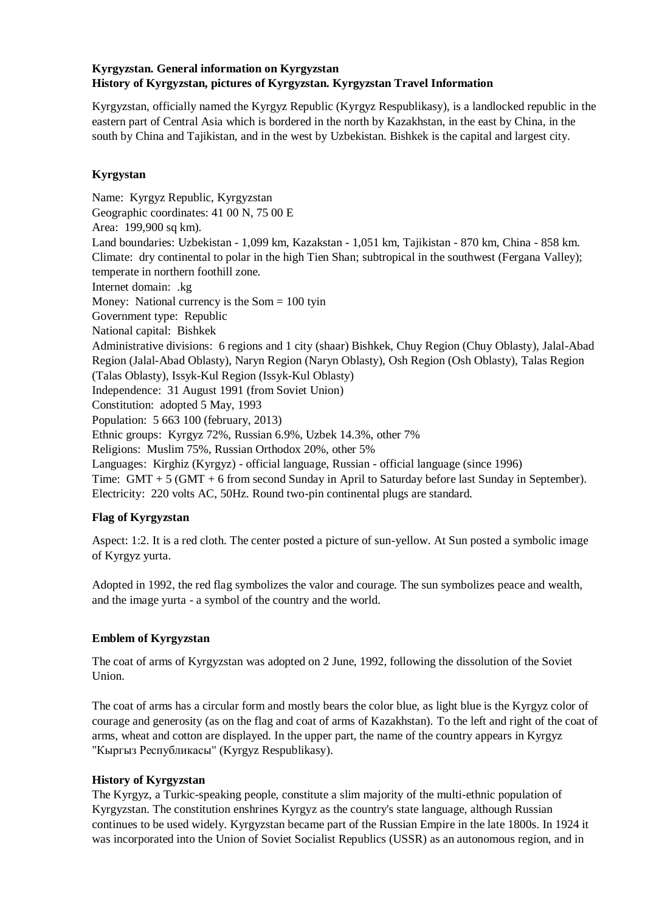**Kyrgyzstan. General information on Kyrgyzstan**
**History of Kyrgyzstan, pictures of Kyrgyzstan. Kyrgyzstan Travel Information**

Kyrgyzstan, officially named the Kyrgyz Republic (Kyrgyz Respublikasy), is a landlocked republic in the eastern part of Central Asia which is bordered in the north by Kazakhstan, in the east by China, in the south by China and Tajikistan, and in the west by Uzbekistan. Bishkek is the capital and largest city.

## Kyrgystan

Name: Kyrgyz Republic, Kyrgyzstan
Geographic coordinates: 41 00 N, 75 00 E
Area: 199,900 sq km).
Land boundaries: Uzbekistan - 1,099 km, Kazakstan - 1,051 km, Tajikistan - 870 km, China - 858 km.
Climate: dry continental to polar in the high Tien Shan; subtropical in the southwest (Fergana Valley); temperate in northern foothill zone.
Internet domain: .kg
Money: National currency is the Som = 100 tyin
Government type: Republic
National capital: Bishkek
Administrative divisions: 6 regions and 1 city (shaar) Bishkek, Chuy Region (Chuy Oblasty), Jalal-Abad Region (Jalal-Abad Oblasty), Naryn Region (Naryn Oblasty), Osh Region (Osh Oblasty), Talas Region (Talas Oblasty), Issyk-Kul Region (Issyk-Kul Oblasty)
Independence: 31 August 1991 (from Soviet Union)
Constitution: adopted 5 May, 1993
Population: 5 663 100 (february, 2013)
Ethnic groups: Kyrgyz 72%, Russian 6.9%, Uzbek 14.3%, other 7%
Religions: Muslim 75%, Russian Orthodox 20%, other 5%
Languages: Kirghiz (Kyrgyz) - official language, Russian - official language (since 1996)
Time: GMT + 5 (GMT + 6 from second Sunday in April to Saturday before last Sunday in September).
Electricity: 220 volts AC, 50Hz. Round two-pin continental plugs are standard.

## Flag of Kyrgyzstan

Aspect: 1:2. It is a red cloth. The center posted a picture of sun-yellow. At Sun posted a symbolic image of Kyrgyz yurta.

Adopted in 1992, the red flag symbolizes the valor and courage. The sun symbolizes peace and wealth, and the image yurta - a symbol of the country and the world.

## Emblem of Kyrgyzstan

The coat of arms of Kyrgyzstan was adopted on 2 June, 1992, following the dissolution of the Soviet Union.

The coat of arms has a circular form and mostly bears the color blue, as light blue is the Kyrgyz color of courage and generosity (as on the flag and coat of arms of Kazakhstan). To the left and right of the coat of arms, wheat and cotton are displayed. In the upper part, the name of the country appears in Kyrgyz "Кыргыз Республикасы" (Kyrgyz Respublikasy).

## History of Kyrgyzstan

The Kyrgyz, a Turkic-speaking people, constitute a slim majority of the multi-ethnic population of Kyrgyzstan. The constitution enshrines Kyrgyz as the country's state language, although Russian continues to be used widely. Kyrgyzstan became part of the Russian Empire in the late 1800s. In 1924 it was incorporated into the Union of Soviet Socialist Republics (USSR) as an autonomous region, and in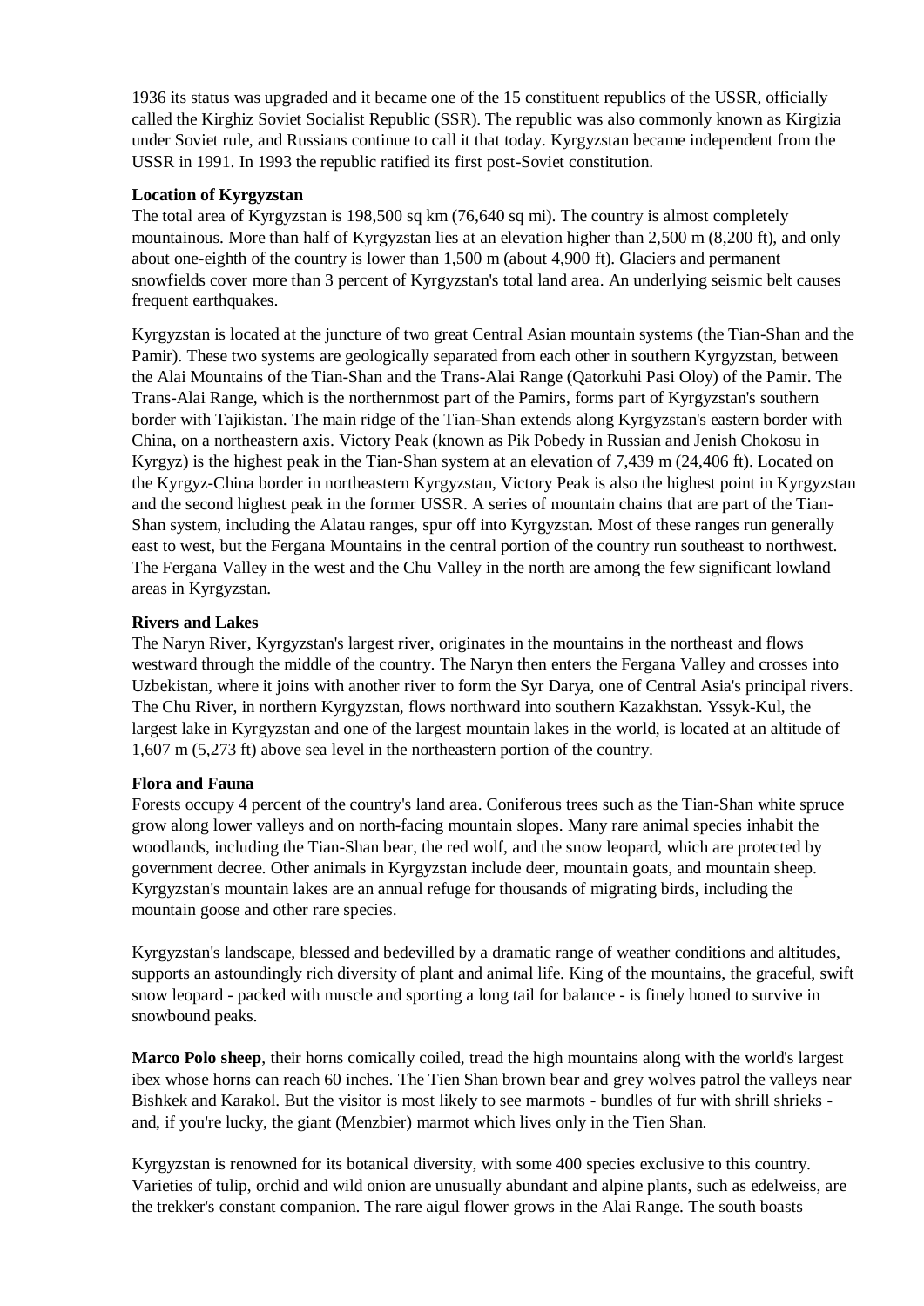1936 its status was upgraded and it became one of the 15 constituent republics of the USSR, officially called the Kirghiz Soviet Socialist Republic (SSR). The republic was also commonly known as Kirgizia under Soviet rule, and Russians continue to call it that today. Kyrgyzstan became independent from the USSR in 1991. In 1993 the republic ratified its first post-Soviet constitution.

**Location of Kyrgyzstan**

The total area of Kyrgyzstan is 198,500 sq km (76,640 sq mi). The country is almost completely mountainous. More than half of Kyrgyzstan lies at an elevation higher than 2,500 m (8,200 ft), and only about one-eighth of the country is lower than 1,500 m (about 4,900 ft). Glaciers and permanent snowfields cover more than 3 percent of Kyrgyzstan's total land area. An underlying seismic belt causes frequent earthquakes.

Kyrgyzstan is located at the juncture of two great Central Asian mountain systems (the Tian-Shan and the Pamir). These two systems are geologically separated from each other in southern Kyrgyzstan, between the Alai Mountains of the Tian-Shan and the Trans-Alai Range (Qatorkuhi Pasi Oloy) of the Pamir. The Trans-Alai Range, which is the northernmost part of the Pamirs, forms part of Kyrgyzstan's southern border with Tajikistan. The main ridge of the Tian-Shan extends along Kyrgyzstan's eastern border with China, on a northeastern axis. Victory Peak (known as Pik Pobedy in Russian and Jenish Chokosu in Kyrgyz) is the highest peak in the Tian-Shan system at an elevation of 7,439 m (24,406 ft). Located on the Kyrgyz-China border in northeastern Kyrgyzstan, Victory Peak is also the highest point in Kyrgyzstan and the second highest peak in the former USSR. A series of mountain chains that are part of the Tian-Shan system, including the Alatau ranges, spur off into Kyrgyzstan. Most of these ranges run generally east to west, but the Fergana Mountains in the central portion of the country run southeast to northwest. The Fergana Valley in the west and the Chu Valley in the north are among the few significant lowland areas in Kyrgyzstan.

**Rivers and Lakes**

The Naryn River, Kyrgyzstan's largest river, originates in the mountains in the northeast and flows westward through the middle of the country. The Naryn then enters the Fergana Valley and crosses into Uzbekistan, where it joins with another river to form the Syr Darya, one of Central Asia's principal rivers. The Chu River, in northern Kyrgyzstan, flows northward into southern Kazakhstan. Yssyk-Kul, the largest lake in Kyrgyzstan and one of the largest mountain lakes in the world, is located at an altitude of 1,607 m (5,273 ft) above sea level in the northeastern portion of the country.

**Flora and Fauna**

Forests occupy 4 percent of the country's land area. Coniferous trees such as the Tian-Shan white spruce grow along lower valleys and on north-facing mountain slopes. Many rare animal species inhabit the woodlands, including the Tian-Shan bear, the red wolf, and the snow leopard, which are protected by government decree. Other animals in Kyrgyzstan include deer, mountain goats, and mountain sheep. Kyrgyzstan's mountain lakes are an annual refuge for thousands of migrating birds, including the mountain goose and other rare species.

Kyrgyzstan's landscape, blessed and bedevilled by a dramatic range of weather conditions and altitudes, supports an astoundingly rich diversity of plant and animal life. King of the mountains, the graceful, swift snow leopard - packed with muscle and sporting a long tail for balance - is finely honed to survive in snowbound peaks.

**Marco Polo sheep**, their horns comically coiled, tread the high mountains along with the world's largest ibex whose horns can reach 60 inches. The Tien Shan brown bear and grey wolves patrol the valleys near Bishkek and Karakol. But the visitor is most likely to see marmots - bundles of fur with shrill shrieks - and, if you're lucky, the giant (Menzbier) marmot which lives only in the Tien Shan.

Kyrgyzstan is renowned for its botanical diversity, with some 400 species exclusive to this country. Varieties of tulip, orchid and wild onion are unusually abundant and alpine plants, such as edelweiss, are the trekker's constant companion. The rare aigul flower grows in the Alai Range. The south boasts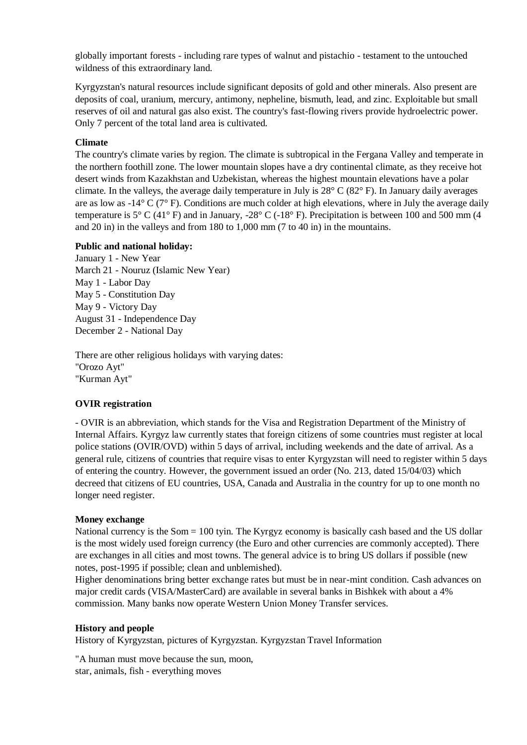globally important forests - including rare types of walnut and pistachio - testament to the untouched wildness of this extraordinary land.

Kyrgyzstan's natural resources include significant deposits of gold and other minerals. Also present are deposits of coal, uranium, mercury, antimony, nepheline, bismuth, lead, and zinc. Exploitable but small reserves of oil and natural gas also exist. The country's fast-flowing rivers provide hydroelectric power. Only 7 percent of the total land area is cultivated.

**Climate**

The country's climate varies by region. The climate is subtropical in the Fergana Valley and temperate in the northern foothill zone. The lower mountain slopes have a dry continental climate, as they receive hot desert winds from Kazakhstan and Uzbekistan, whereas the highest mountain elevations have a polar climate. In the valleys, the average daily temperature in July is 28° C (82° F). In January daily averages are as low as -14° C (7° F). Conditions are much colder at high elevations, where in July the average daily temperature is 5° C (41° F) and in January, -28° C (-18° F). Precipitation is between 100 and 500 mm (4 and 20 in) in the valleys and from 180 to 1,000 mm (7 to 40 in) in the mountains.

**Public and national holiday:**

January 1 - New Year
March 21 - Nouruz (Islamic New Year)
May 1 - Labor Day
May 5 - Constitution Day
May 9 - Victory Day
August 31 - Independence Day
December 2 - National Day

There are other religious holidays with varying dates:
"Orozo Ayt"
"Kurman Ayt"

**OVIR registration**

- OVIR is an abbreviation, which stands for the Visa and Registration Department of the Ministry of Internal Affairs. Kyrgyz law currently states that foreign citizens of some countries must register at local police stations (OVIR/OVD) within 5 days of arrival, including weekends and the date of arrival. As a general rule, citizens of countries that require visas to enter Kyrgyzstan will need to register within 5 days of entering the country. However, the government issued an order (No. 213, dated 15/04/03) which decreed that citizens of EU countries, USA, Canada and Australia in the country for up to one month no longer need register.

**Money exchange**

National currency is the Som = 100 tyin. The Kyrgyz economy is basically cash based and the US dollar is the most widely used foreign currency (the Euro and other currencies are commonly accepted). There are exchanges in all cities and most towns. The general advice is to bring US dollars if possible (new notes, post-1995 if possible; clean and unblemished).
Higher denominations bring better exchange rates but must be in near-mint condition. Cash advances on major credit cards (VISA/MasterCard) are available in several banks in Bishkek with about a 4% commission. Many banks now operate Western Union Money Transfer services.

**History and people**

History of Kyrgyzstan, pictures of Kyrgyzstan. Kyrgyzstan Travel Information

"A human must move because the sun, moon,
star, animals, fish - everything moves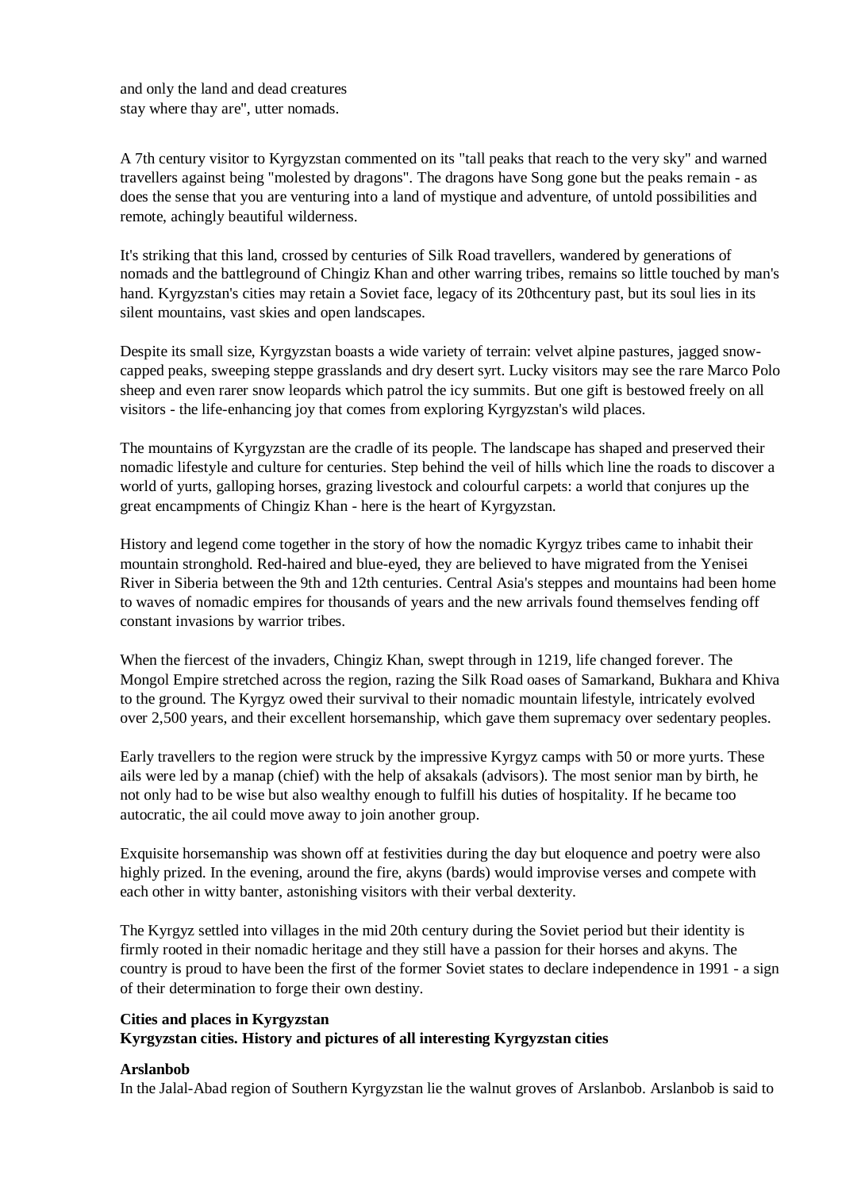and only the land and dead creatures
stay where thay are", utter nomads.

A 7th century visitor to Kyrgyzstan commented on its "tall peaks that reach to the very sky" and warned travellers against being "molested by dragons". The dragons have Song gone but the peaks remain - as does the sense that you are venturing into a land of mystique and adventure, of untold possibilities and remote, achingly beautiful wilderness.

It's striking that this land, crossed by centuries of Silk Road travellers, wandered by generations of nomads and the battleground of Chingiz Khan and other warring tribes, remains so little touched by man's hand. Kyrgyzstan's cities may retain a Soviet face, legacy of its 20thcentury past, but its soul lies in its silent mountains, vast skies and open landscapes.

Despite its small size, Kyrgyzstan boasts a wide variety of terrain: velvet alpine pastures, jagged snow-capped peaks, sweeping steppe grasslands and dry desert syrt. Lucky visitors may see the rare Marco Polo sheep and even rarer snow leopards which patrol the icy summits. But one gift is bestowed freely on all visitors - the life-enhancing joy that comes from exploring Kyrgyzstan's wild places.

The mountains of Kyrgyzstan are the cradle of its people. The landscape has shaped and preserved their nomadic lifestyle and culture for centuries. Step behind the veil of hills which line the roads to discover a world of yurts, galloping horses, grazing livestock and colourful carpets: a world that conjures up the great encampments of Chingiz Khan - here is the heart of Kyrgyzstan.

History and legend come together in the story of how the nomadic Kyrgyz tribes came to inhabit their mountain stronghold. Red-haired and blue-eyed, they are believed to have migrated from the Yenisei River in Siberia between the 9th and 12th centuries. Central Asia's steppes and mountains had been home to waves of nomadic empires for thousands of years and the new arrivals found themselves fending off constant invasions by warrior tribes.

When the fiercest of the invaders, Chingiz Khan, swept through in 1219, life changed forever. The Mongol Empire stretched across the region, razing the Silk Road oases of Samarkand, Bukhara and Khiva to the ground. The Kyrgyz owed their survival to their nomadic mountain lifestyle, intricately evolved over 2,500 years, and their excellent horsemanship, which gave them supremacy over sedentary peoples.

Early travellers to the region were struck by the impressive Kyrgyz camps with 50 or more yurts. These ails were led by a manap (chief) with the help of aksakals (advisors). The most senior man by birth, he not only had to be wise but also wealthy enough to fulfill his duties of hospitality. If he became too autocratic, the ail could move away to join another group.

Exquisite horsemanship was shown off at festivities during the day but eloquence and poetry were also highly prized. In the evening, around the fire, akyns (bards) would improvise verses and compete with each other in witty banter, astonishing visitors with their verbal dexterity.

The Kyrgyz settled into villages in the mid 20th century during the Soviet period but their identity is firmly rooted in their nomadic heritage and they still have a passion for their horses and akyns. The country is proud to have been the first of the former Soviet states to declare independence in 1991 - a sign of their determination to forge their own destiny.

**Cities and places in Kyrgyzstan**
**Kyrgyzstan cities. History and pictures of all interesting Kyrgyzstan cities**

**Arslanbob**
In the Jalal-Abad region of Southern Kyrgyzstan lie the walnut groves of Arslanbob. Arslanbob is said to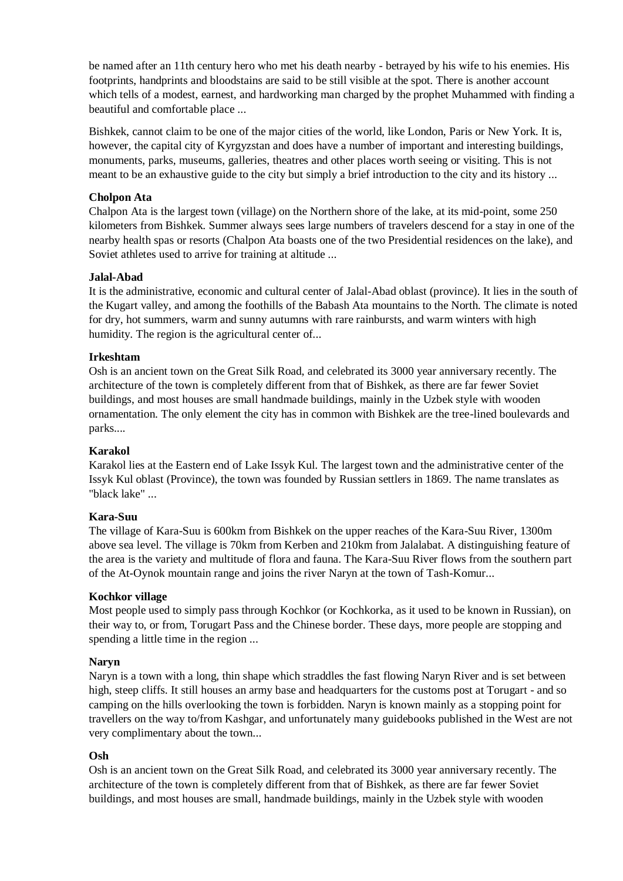be named after an 11th century hero who met his death nearby - betrayed by his wife to his enemies. His footprints, handprints and bloodstains are said to be still visible at the spot. There is another account which tells of a modest, earnest, and hardworking man charged by the prophet Muhammed with finding a beautiful and comfortable place ...

Bishkek, cannot claim to be one of the major cities of the world, like London, Paris or New York. It is, however, the capital city of Kyrgyzstan and does have a number of important and interesting buildings, monuments, parks, museums, galleries, theatres and other places worth seeing or visiting. This is not meant to be an exhaustive guide to the city but simply a brief introduction to the city and its history ...

**Cholpon Ata**
Chalpon Ata is the largest town (village) on the Northern shore of the lake, at its mid-point, some 250 kilometers from Bishkek. Summer always sees large numbers of travelers descend for a stay in one of the nearby health spas or resorts (Chalpon Ata boasts one of the two Presidential residences on the lake), and Soviet athletes used to arrive for training at altitude ...

**Jalal-Abad**
It is the administrative, economic and cultural center of Jalal-Abad oblast (province). It lies in the south of the Kugart valley, and among the foothills of the Babash Ata mountains to the North. The climate is noted for dry, hot summers, warm and sunny autumns with rare rainbursts, and warm winters with high humidity. The region is the agricultural center of...

**Irkeshtam**
Osh is an ancient town on the Great Silk Road, and celebrated its 3000 year anniversary recently. The architecture of the town is completely different from that of Bishkek, as there are far fewer Soviet buildings, and most houses are small handmade buildings, mainly in the Uzbek style with wooden ornamentation. The only element the city has in common with Bishkek are the tree-lined boulevards and parks....

**Karakol**
Karakol lies at the Eastern end of Lake Issyk Kul. The largest town and the administrative center of the Issyk Kul oblast (Province), the town was founded by Russian settlers in 1869. The name translates as "black lake" ...

**Kara-Suu**
The village of Kara-Suu is 600km from Bishkek on the upper reaches of the Kara-Suu River, 1300m above sea level. The village is 70km from Kerben and 210km from Jalalabat. A distinguishing feature of the area is the variety and multitude of flora and fauna. The Kara-Suu River flows from the southern part of the At-Oynok mountain range and joins the river Naryn at the town of Tash-Komur...

**Kochkor village**
Most people used to simply pass through Kochkor (or Kochkorka, as it used to be known in Russian), on their way to, or from, Torugart Pass and the Chinese border. These days, more people are stopping and spending a little time in the region ...

**Naryn**
Naryn is a town with a long, thin shape which straddles the fast flowing Naryn River and is set between high, steep cliffs. It still houses an army base and headquarters for the customs post at Torugart - and so camping on the hills overlooking the town is forbidden. Naryn is known mainly as a stopping point for travellers on the way to/from Kashgar, and unfortunately many guidebooks published in the West are not very complimentary about the town...

**Osh**
Osh is an ancient town on the Great Silk Road, and celebrated its 3000 year anniversary recently. The architecture of the town is completely different from that of Bishkek, as there are far fewer Soviet buildings, and most houses are small, handmade buildings, mainly in the Uzbek style with wooden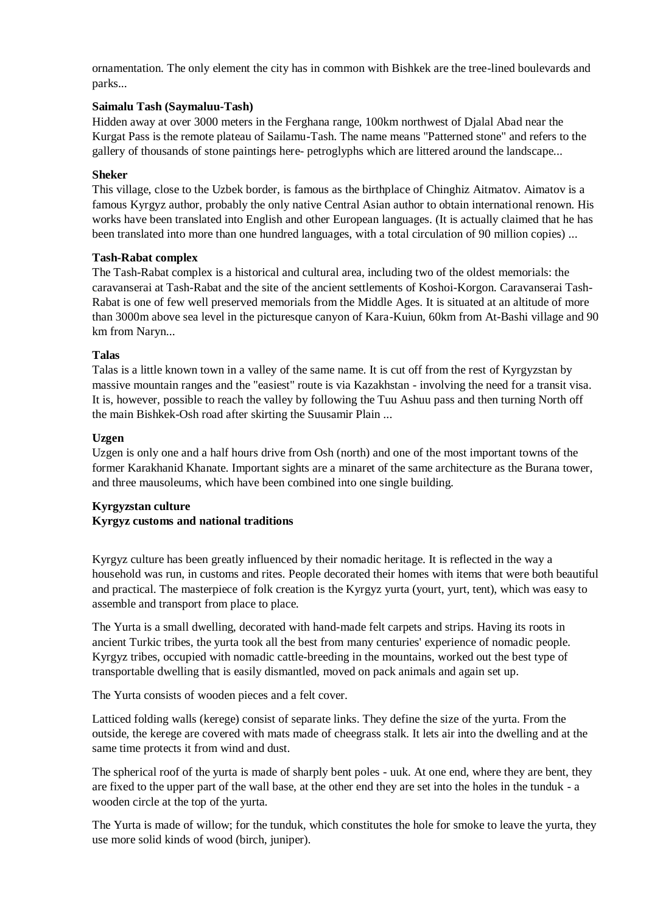ornamentation. The only element the city has in common with Bishkek are the tree-lined boulevards and parks...

**Saimalu Tash (Saymaluu-Tash)**

Hidden away at over 3000 meters in the Ferghana range, 100km northwest of Djalal Abad near the Kurgat Pass is the remote plateau of Sailamu-Tash. The name means "Patterned stone" and refers to the gallery of thousands of stone paintings here- petroglyphs which are littered around the landscape...

**Sheker**

This village, close to the Uzbek border, is famous as the birthplace of Chinghiz Aitmatov. Aimatov is a famous Kyrgyz author, probably the only native Central Asian author to obtain international renown. His works have been translated into English and other European languages. (It is actually claimed that he has been translated into more than one hundred languages, with a total circulation of 90 million copies) ...

**Tash-Rabat complex**

The Tash-Rabat complex is a historical and cultural area, including two of the oldest memorials: the caravanserai at Tash-Rabat and the site of the ancient settlements of Koshoi-Korgon. Caravanserai Tash-Rabat is one of few well preserved memorials from the Middle Ages. It is situated at an altitude of more than 3000m above sea level in the picturesque canyon of Kara-Kuiun, 60km from At-Bashi village and 90 km from Naryn...

**Talas**

Talas is a little known town in a valley of the same name. It is cut off from the rest of Kyrgyzstan by massive mountain ranges and the "easiest" route is via Kazakhstan - involving the need for a transit visa. It is, however, possible to reach the valley by following the Tuu Ashuu pass and then turning North off the main Bishkek-Osh road after skirting the Suusamir Plain ...

**Uzgen**

Uzgen is only one and a half hours drive from Osh (north) and one of the most important towns of the former Karakhanid Khanate. Important sights are a minaret of the same architecture as the Burana tower, and three mausoleums, which have been combined into one single building.

## Kyrgyzstan culture

### Kyrgyz customs and national traditions

Kyrgyz culture has been greatly influenced by their nomadic heritage. It is reflected in the way a household was run, in customs and rites. People decorated their homes with items that were both beautiful and practical. The masterpiece of folk creation is the Kyrgyz yurta (yourt, yurt, tent), which was easy to assemble and transport from place to place.

The Yurta is a small dwelling, decorated with hand-made felt carpets and strips. Having its roots in ancient Turkic tribes, the yurta took all the best from many centuries' experience of nomadic people. Kyrgyz tribes, occupied with nomadic cattle-breeding in the mountains, worked out the best type of transportable dwelling that is easily dismantled, moved on pack animals and again set up.

The Yurta consists of wooden pieces and a felt cover.

Latticed folding walls (kerege) consist of separate links. They define the size of the yurta. From the outside, the kerege are covered with mats made of cheegrass stalk. It lets air into the dwelling and at the same time protects it from wind and dust.

The spherical roof of the yurta is made of sharply bent poles - uuk. At one end, where they are bent, they are fixed to the upper part of the wall base, at the other end they are set into the holes in the tunduk - a wooden circle at the top of the yurta.

The Yurta is made of willow; for the tunduk, which constitutes the hole for smoke to leave the yurta, they use more solid kinds of wood (birch, juniper).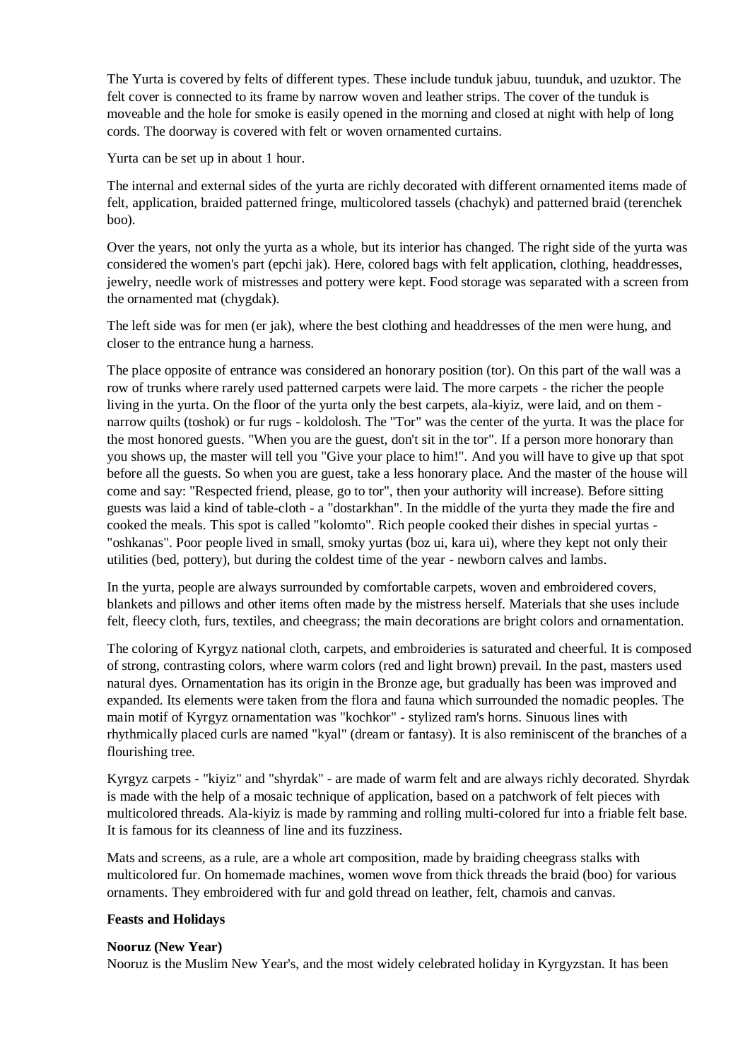The Yurta is covered by felts of different types. These include tunduk jabuu, tuunduk, and uzuktor. The felt cover is connected to its frame by narrow woven and leather strips. The cover of the tunduk is moveable and the hole for smoke is easily opened in the morning and closed at night with help of long cords. The doorway is covered with felt or woven ornamented curtains.

Yurta can be set up in about 1 hour.

The internal and external sides of the yurta are richly decorated with different ornamented items made of felt, application, braided patterned fringe, multicolored tassels (chachyk) and patterned braid (terenchek boo).

Over the years, not only the yurta as a whole, but its interior has changed. The right side of the yurta was considered the women's part (epchi jak). Here, colored bags with felt application, clothing, headdresses, jewelry, needle work of mistresses and pottery were kept. Food storage was separated with a screen from the ornamented mat (chygdak).

The left side was for men (er jak), where the best clothing and headdresses of the men were hung, and closer to the entrance hung a harness.

The place opposite of entrance was considered an honorary position (tor). On this part of the wall was a row of trunks where rarely used patterned carpets were laid. The more carpets - the richer the people living in the yurta. On the floor of the yurta only the best carpets, ala-kiyiz, were laid, and on them - narrow quilts (toshok) or fur rugs - koldolosh. The "Tor" was the center of the yurta. It was the place for the most honored guests. "When you are the guest, don't sit in the tor". If a person more honorary than you shows up, the master will tell you "Give your place to him!". And you will have to give up that spot before all the guests. So when you are guest, take a less honorary place. And the master of the house will come and say: "Respected friend, please, go to tor", then your authority will increase). Before sitting guests was laid a kind of table-cloth - a "dostarkhan". In the middle of the yurta they made the fire and cooked the meals. This spot is called "kolomto". Rich people cooked their dishes in special yurtas - "oshkanas". Poor people lived in small, smoky yurtas (boz ui, kara ui), where they kept not only their utilities (bed, pottery), but during the coldest time of the year - newborn calves and lambs.

In the yurta, people are always surrounded by comfortable carpets, woven and embroidered covers, blankets and pillows and other items often made by the mistress herself. Materials that she uses include felt, fleecy cloth, furs, textiles, and cheegrass; the main decorations are bright colors and ornamentation.

The coloring of Kyrgyz national cloth, carpets, and embroideries is saturated and cheerful. It is composed of strong, contrasting colors, where warm colors (red and light brown) prevail. In the past, masters used natural dyes. Ornamentation has its origin in the Bronze age, but gradually has been was improved and expanded. Its elements were taken from the flora and fauna which surrounded the nomadic peoples. The main motif of Kyrgyz ornamentation was "kochkor" - stylized ram's horns. Sinuous lines with rhythmically placed curls are named "kyal" (dream or fantasy). It is also reminiscent of the branches of a flourishing tree.

Kyrgyz carpets - "kiyiz" and "shyrdak" - are made of warm felt and are always richly decorated. Shyrdak is made with the help of a mosaic technique of application, based on a patchwork of felt pieces with multicolored threads. Ala-kiyiz is made by ramming and rolling multi-colored fur into a friable felt base. It is famous for its cleanness of line and its fuzziness.

Mats and screens, as a rule, are a whole art composition, made by braiding cheegrass stalks with multicolored fur. On homemade machines, women wove from thick threads the braid (boo) for various ornaments. They embroidered with fur and gold thread on leather, felt, chamois and canvas.

## Feasts and Holidays

### Nooruz (New Year)

Nooruz is the Muslim New Year's, and the most widely celebrated holiday in Kyrgyzstan. It has been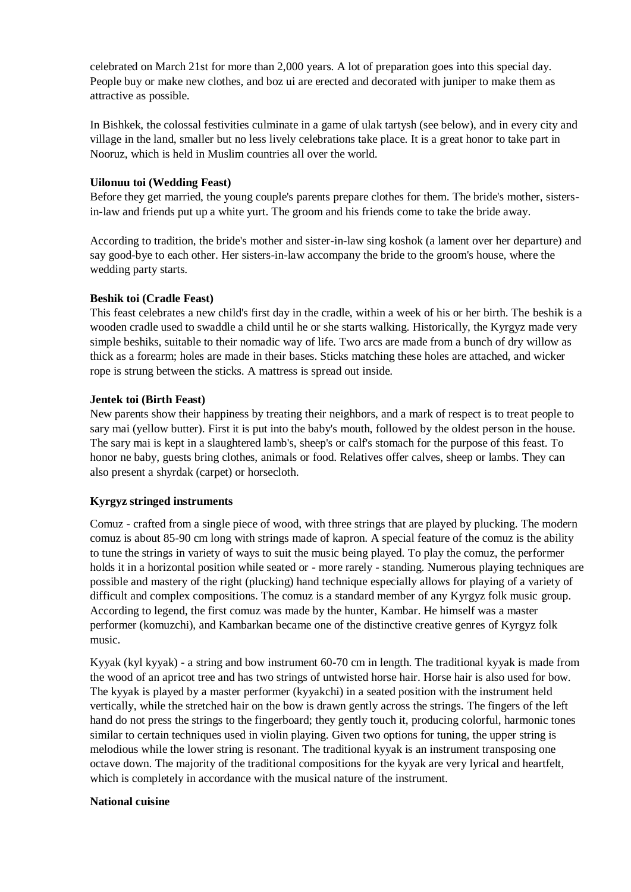celebrated on March 21st for more than 2,000 years. A lot of preparation goes into this special day. People buy or make new clothes, and boz ui are erected and decorated with juniper to make them as attractive as possible.

In Bishkek, the colossal festivities culminate in a game of ulak tartysh (see below), and in every city and village in the land, smaller but no less lively celebrations take place. It is a great honor to take part in Nooruz, which is held in Muslim countries all over the world.

**Uilonuu toi (Wedding Feast)**
Before they get married, the young couple's parents prepare clothes for them. The bride's mother, sisters-in-law and friends put up a white yurt. The groom and his friends come to take the bride away.

According to tradition, the bride's mother and sister-in-law sing koshok (a lament over her departure) and say good-bye to each other. Her sisters-in-law accompany the bride to the groom's house, where the wedding party starts.

**Beshik toi (Cradle Feast)**
This feast celebrates a new child's first day in the cradle, within a week of his or her birth. The beshik is a wooden cradle used to swaddle a child until he or she starts walking. Historically, the Kyrgyz made very simple beshiks, suitable to their nomadic way of life. Two arcs are made from a bunch of dry willow as thick as a forearm; holes are made in their bases. Sticks matching these holes are attached, and wicker rope is strung between the sticks. A mattress is spread out inside.

**Jentek toi (Birth Feast)**
New parents show their happiness by treating their neighbors, and a mark of respect is to treat people to sary mai (yellow butter). First it is put into the baby's mouth, followed by the oldest person in the house. The sary mai is kept in a slaughtered lamb's, sheep's or calf's stomach for the purpose of this feast. To honor ne baby, guests bring clothes, animals or food. Relatives offer calves, sheep or lambs. They can also present a shyrdak (carpet) or horsecloth.

**Kyrgyz stringed instruments**

Comuz - crafted from a single piece of wood, with three strings that are played by plucking. The modern comuz is about 85-90 cm long with strings made of kapron. A special feature of the comuz is the ability to tune the strings in variety of ways to suit the music being played. To play the comuz, the performer holds it in a horizontal position while seated or - more rarely - standing. Numerous playing techniques are possible and mastery of the right (plucking) hand technique especially allows for playing of a variety of difficult and complex compositions. The comuz is a standard member of any Kyrgyz folk music group. According to legend, the first comuz was made by the hunter, Kambar. He himself was a master performer (komuzchi), and Kambarkan became one of the distinctive creative genres of Kyrgyz folk music.

Kyyak (kyl kyyak) - a string and bow instrument 60-70 cm in length. The traditional kyyak is made from the wood of an apricot tree and has two strings of untwisted horse hair. Horse hair is also used for bow. The kyyak is played by a master performer (kyyakchi) in a seated position with the instrument held vertically, while the stretched hair on the bow is drawn gently across the strings. The fingers of the left hand do not press the strings to the fingerboard; they gently touch it, producing colorful, harmonic tones similar to certain techniques used in violin playing. Given two options for tuning, the upper string is melodious while the lower string is resonant. The traditional kyyak is an instrument transposing one octave down. The majority of the traditional compositions for the kyyak are very lyrical and heartfelt, which is completely in accordance with the musical nature of the instrument.

**National cuisine**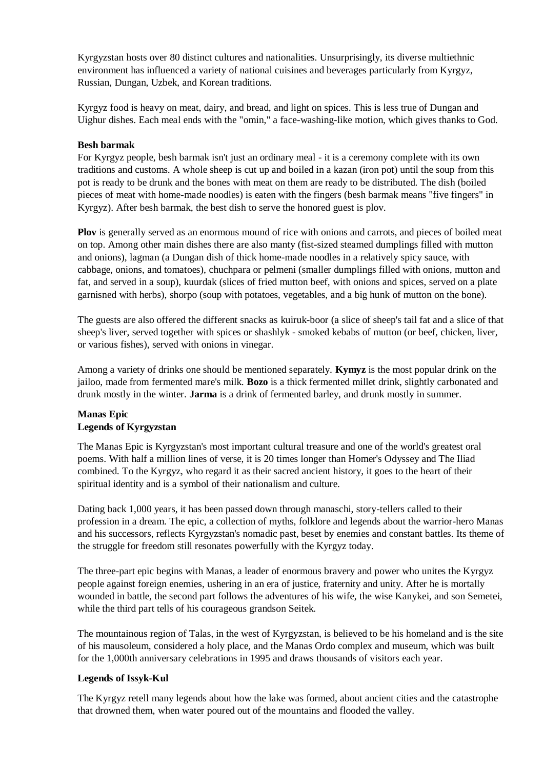Kyrgyzstan hosts over 80 distinct cultures and nationalities. Unsurprisingly, its diverse multiethnic environment has influenced a variety of national cuisines and beverages particularly from Kyrgyz, Russian, Dungan, Uzbek, and Korean traditions.

Kyrgyz food is heavy on meat, dairy, and bread, and light on spices. This is less true of Dungan and Uighur dishes. Each meal ends with the "omin," a face-washing-like motion, which gives thanks to God.

**Besh barmak**

For Kyrgyz people, besh barmak isn't just an ordinary meal - it is a ceremony complete with its own traditions and customs. A whole sheep is cut up and boiled in a kazan (iron pot) until the soup from this pot is ready to be drunk and the bones with meat on them are ready to be distributed. The dish (boiled pieces of meat with home-made noodles) is eaten with the fingers (besh barmak means "five fingers" in Kyrgyz). After besh barmak, the best dish to serve the honored guest is plov.

**Plov** is generally served as an enormous mound of rice with onions and carrots, and pieces of boiled meat on top. Among other main dishes there are also manty (fist-sized steamed dumplings filled with mutton and onions), lagman (a Dungan dish of thick home-made noodles in a relatively spicy sauce, with cabbage, onions, and tomatoes), chuchpara or pelmeni (smaller dumplings filled with onions, mutton and fat, and served in a soup), kuurdak (slices of fried mutton beef, with onions and spices, served on a plate garnisned with herbs), shorpo (soup with potatoes, vegetables, and a big hunk of mutton on the bone).

The guests are also offered the different snacks as kuiruk-boor (a slice of sheep's tail fat and a slice of that sheep's liver, served together with spices or shashlyk - smoked kebabs of mutton (or beef, chicken, liver, or various fishes), served with onions in vinegar.

Among a variety of drinks one should be mentioned separately. **Kymyz** is the most popular drink on the jailoo, made from fermented mare's milk. **Bozo** is a thick fermented millet drink, slightly carbonated and drunk mostly in the winter. **Jarma** is a drink of fermented barley, and drunk mostly in summer.

**Manas Epic**

**Legends of Kyrgyzstan**

The Manas Epic is Kyrgyzstan's most important cultural treasure and one of the world's greatest oral poems. With half a million lines of verse, it is 20 times longer than Homer's Odyssey and The Iliad combined. To the Kyrgyz, who regard it as their sacred ancient history, it goes to the heart of their spiritual identity and is a symbol of their nationalism and culture.

Dating back 1,000 years, it has been passed down through manaschi, story-tellers called to their profession in a dream. The epic, a collection of myths, folklore and legends about the warrior-hero Manas and his successors, reflects Kyrgyzstan's nomadic past, beset by enemies and constant battles. Its theme of the struggle for freedom still resonates powerfully with the Kyrgyz today.

The three-part epic begins with Manas, a leader of enormous bravery and power who unites the Kyrgyz people against foreign enemies, ushering in an era of justice, fraternity and unity. After he is mortally wounded in battle, the second part follows the adventures of his wife, the wise Kanykei, and son Semetei, while the third part tells of his courageous grandson Seitek.

The mountainous region of Talas, in the west of Kyrgyzstan, is believed to be his homeland and is the site of his mausoleum, considered a holy place, and the Manas Ordo complex and museum, which was built for the 1,000th anniversary celebrations in 1995 and draws thousands of visitors each year.

**Legends of Issyk-Kul**

The Kyrgyz retell many legends about how the lake was formed, about ancient cities and the catastrophe that drowned them, when water poured out of the mountains and flooded the valley.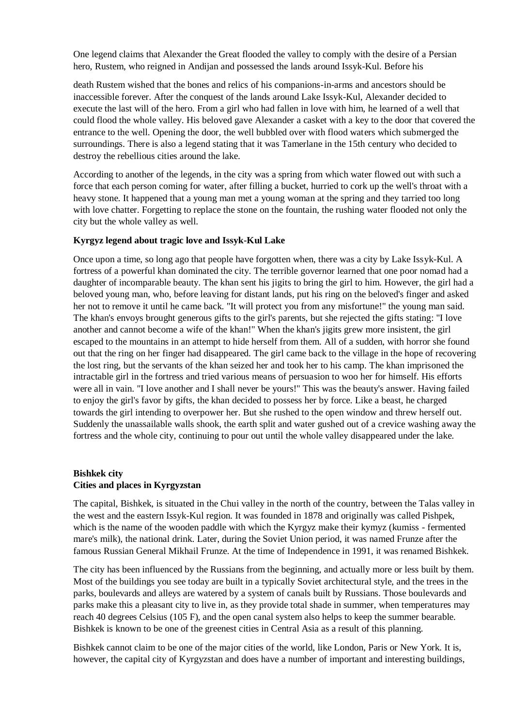One legend claims that Alexander the Great flooded the valley to comply with the desire of a Persian hero, Rustem, who reigned in Andijan and possessed the lands around Issyk-Kul. Before his death Rustem wished that the bones and relics of his companions-in-arms and ancestors should be inaccessible forever. After the conquest of the lands around Lake Issyk-Kul, Alexander decided to execute the last will of the hero. From a girl who had fallen in love with him, he learned of a well that could flood the whole valley. His beloved gave Alexander a casket with a key to the door that covered the entrance to the well. Opening the door, the well bubbled over with flood waters which submerged the surroundings. There is also a legend stating that it was Tamerlane in the 15th century who decided to destroy the rebellious cities around the lake.

According to another of the legends, in the city was a spring from which water flowed out with such a force that each person coming for water, after filling a bucket, hurried to cork up the well's throat with a heavy stone. It happened that a young man met a young woman at the spring and they tarried too long with love chatter. Forgetting to replace the stone on the fountain, the rushing water flooded not only the city but the whole valley as well.

**Kyrgyz legend about tragic love and Issyk-Kul Lake**

Once upon a time, so long ago that people have forgotten when, there was a city by Lake Issyk-Kul. A fortress of a powerful khan dominated the city. The terrible governor learned that one poor nomad had a daughter of incomparable beauty. The khan sent his jigits to bring the girl to him. However, the girl had a beloved young man, who, before leaving for distant lands, put his ring on the beloved's finger and asked her not to remove it until he came back. "It will protect you from any misfortune!" the young man said. The khan's envoys brought generous gifts to the girl's parents, but she rejected the gifts stating: "I love another and cannot become a wife of the khan!" When the khan's jigits grew more insistent, the girl escaped to the mountains in an attempt to hide herself from them. All of a sudden, with horror she found out that the ring on her finger had disappeared. The girl came back to the village in the hope of recovering the lost ring, but the servants of the khan seized her and took her to his camp. The khan imprisoned the intractable girl in the fortress and tried various means of persuasion to woo her for himself. His efforts were all in vain. "I love another and I shall never be yours!" This was the beauty's answer. Having failed to enjoy the girl's favor by gifts, the khan decided to possess her by force. Like a beast, he charged towards the girl intending to overpower her. But she rushed to the open window and threw herself out. Suddenly the unassailable walls shook, the earth split and water gushed out of a crevice washing away the fortress and the whole city, continuing to pour out until the whole valley disappeared under the lake.

**Bishkek city**
**Cities and places in Kyrgyzstan**

The capital, Bishkek, is situated in the Chui valley in the north of the country, between the Talas valley in the west and the eastern Issyk-Kul region. It was founded in 1878 and originally was called Pishpek, which is the name of the wooden paddle with which the Kyrgyz make their kymyz (kumiss - fermented mare's milk), the national drink. Later, during the Soviet Union period, it was named Frunze after the famous Russian General Mikhail Frunze. At the time of Independence in 1991, it was renamed Bishkek.

The city has been influenced by the Russians from the beginning, and actually more or less built by them. Most of the buildings you see today are built in a typically Soviet architectural style, and the trees in the parks, boulevards and alleys are watered by a system of canals built by Russians. Those boulevards and parks make this a pleasant city to live in, as they provide total shade in summer, when temperatures may reach 40 degrees Celsius (105 F), and the open canal system also helps to keep the summer bearable. Bishkek is known to be one of the greenest cities in Central Asia as a result of this planning.

Bishkek cannot claim to be one of the major cities of the world, like London, Paris or New York. It is, however, the capital city of Kyrgyzstan and does have a number of important and interesting buildings,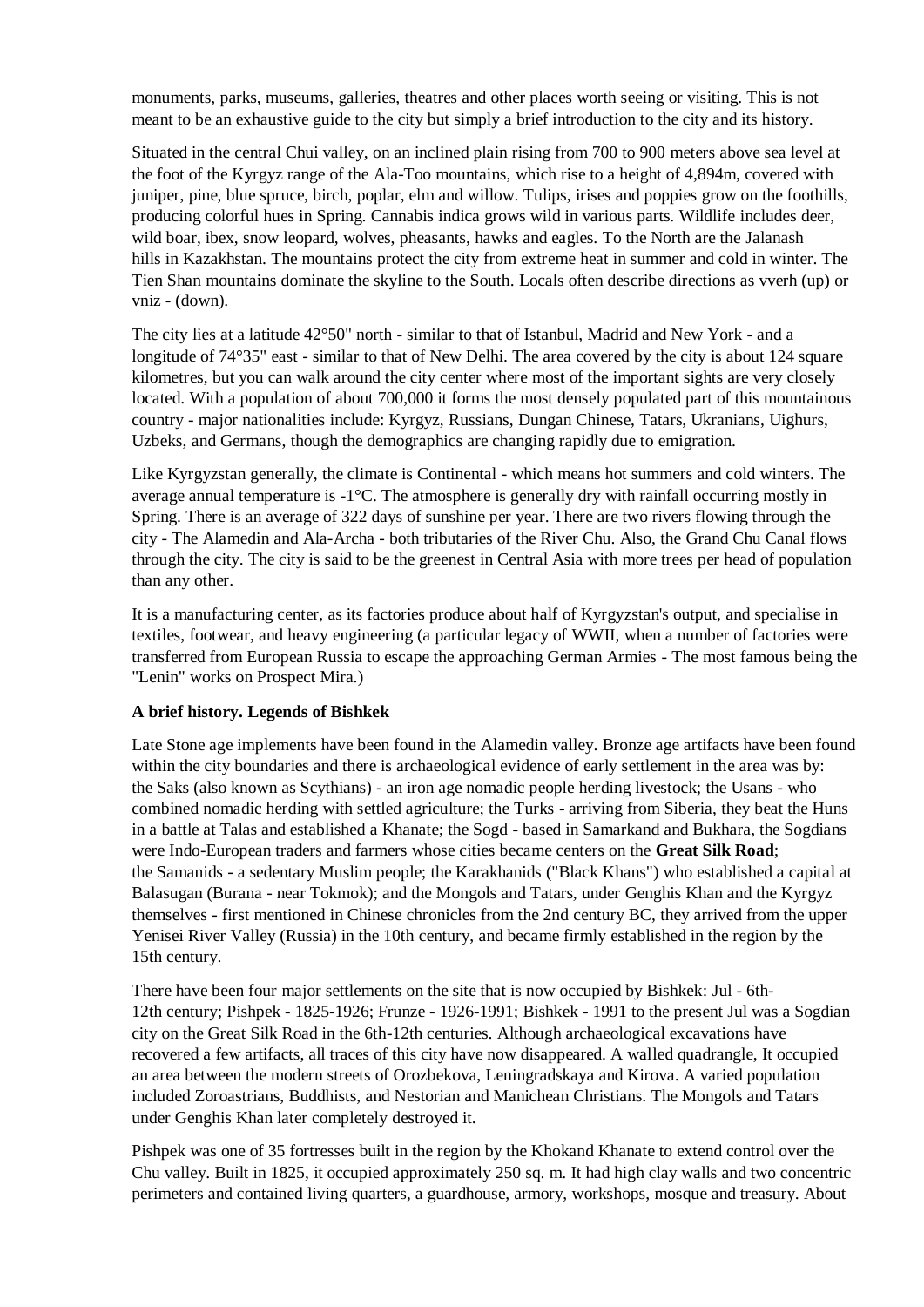monuments, parks, museums, galleries, theatres and other places worth seeing or visiting. This is not meant to be an exhaustive guide to the city but simply a brief introduction to the city and its history.

Situated in the central Chui valley, on an inclined plain rising from 700 to 900 meters above sea level at the foot of the Kyrgyz range of the Ala-Too mountains, which rise to a height of 4,894m, covered with juniper, pine, blue spruce, birch, poplar, elm and willow. Tulips, irises and poppies grow on the foothills, producing colorful hues in Spring. Cannabis indica grows wild in various parts. Wildlife includes deer, wild boar, ibex, snow leopard, wolves, pheasants, hawks and eagles. To the North are the Jalanash hills in Kazakhstan. The mountains protect the city from extreme heat in summer and cold in winter. The Tien Shan mountains dominate the skyline to the South. Locals often describe directions as vverh (up) or vniz - (down).

The city lies at a latitude 42°50" north - similar to that of Istanbul, Madrid and New York - and a longitude of 74°35" east - similar to that of New Delhi. The area covered by the city is about 124 square kilometres, but you can walk around the city center where most of the important sights are very closely located. With a population of about 700,000 it forms the most densely populated part of this mountainous country - major nationalities include: Kyrgyz, Russians, Dungan Chinese, Tatars, Ukranians, Uighurs, Uzbeks, and Germans, though the demographics are changing rapidly due to emigration.

Like Kyrgyzstan generally, the climate is Continental - which means hot summers and cold winters. The average annual temperature is -1°C. The atmosphere is generally dry with rainfall occurring mostly in Spring. There is an average of 322 days of sunshine per year. There are two rivers flowing through the city - The Alamedin and Ala-Archa - both tributaries of the River Chu. Also, the Grand Chu Canal flows through the city. The city is said to be the greenest in Central Asia with more trees per head of population than any other.

It is a manufacturing center, as its factories produce about half of Kyrgyzstan's output, and specialise in textiles, footwear, and heavy engineering (a particular legacy of WWII, when a number of factories were transferred from European Russia to escape the approaching German Armies - The most famous being the "Lenin" works on Prospect Mira.)

**A brief history. Legends of Bishkek**

Late Stone age implements have been found in the Alamedin valley. Bronze age artifacts have been found within the city boundaries and there is archaeological evidence of early settlement in the area was by: the Saks (also known as Scythians) - an iron age nomadic people herding livestock; the Usans - who combined nomadic herding with settled agriculture; the Turks - arriving from Siberia, they beat the Huns in a battle at Talas and established a Khanate; the Sogd - based in Samarkand and Bukhara, the Sogdians were Indo-European traders and farmers whose cities became centers on the **Great Silk Road**; the Samanids - a sedentary Muslim people; the Karakhanids ("Black Khans") who established a capital at Balasugan (Burana - near Tokmok); and the Mongols and Tatars, under Genghis Khan and the Kyrgyz themselves - first mentioned in Chinese chronicles from the 2nd century BC, they arrived from the upper Yenisei River Valley (Russia) in the 10th century, and became firmly established in the region by the 15th century.

There have been four major settlements on the site that is now occupied by Bishkek: Jul - 6th-12th century; Pishpek - 1825-1926; Frunze - 1926-1991; Bishkek - 1991 to the present Jul was a Sogdian city on the Great Silk Road in the 6th-12th centuries. Although archaeological excavations have recovered a few artifacts, all traces of this city have now disappeared. A walled quadrangle, It occupied an area between the modern streets of Orozbekova, Leningradskaya and Kirova. A varied population included Zoroastrians, Buddhists, and Nestorian and Manichean Christians. The Mongols and Tatars under Genghis Khan later completely destroyed it.

Pishpek was one of 35 fortresses built in the region by the Khokand Khanate to extend control over the Chu valley. Built in 1825, it occupied approximately 250 sq. m. It had high clay walls and two concentric perimeters and contained living quarters, a guardhouse, armory, workshops, mosque and treasury. About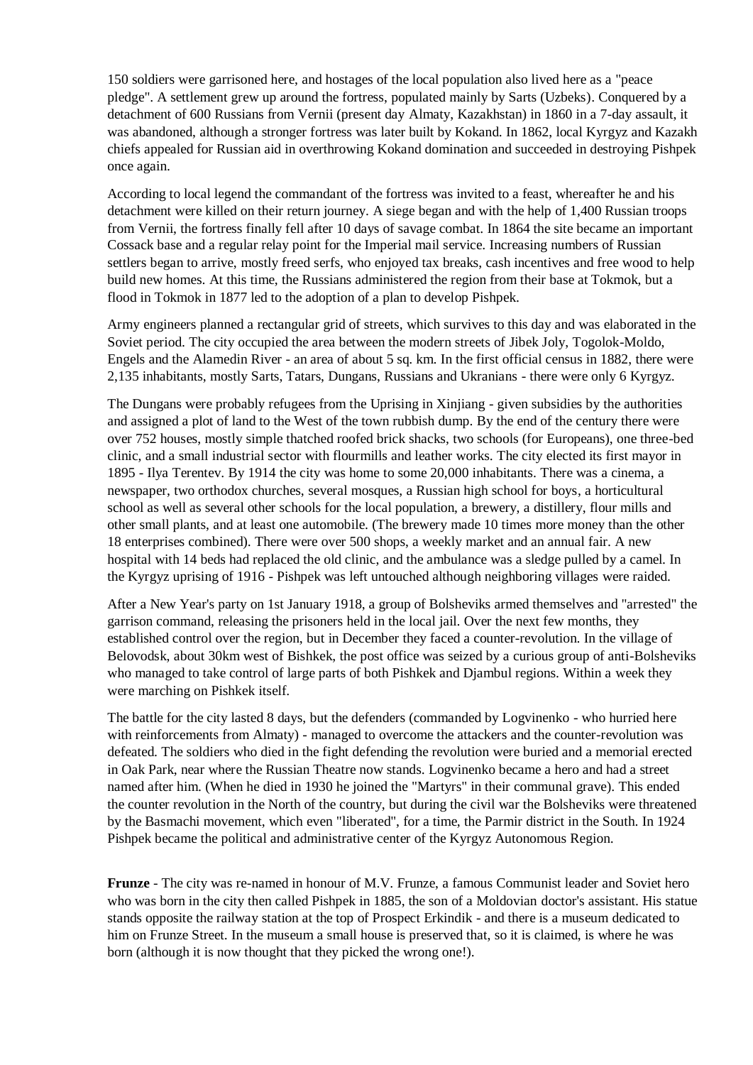150 soldiers were garrisoned here, and hostages of the local population also lived here as a "peace pledge". A settlement grew up around the fortress, populated mainly by Sarts (Uzbeks). Conquered by a detachment of 600 Russians from Vernii (present day Almaty, Kazakhstan) in 1860 in a 7-day assault, it was abandoned, although a stronger fortress was later built by Kokand. In 1862, local Kyrgyz and Kazakh chiefs appealed for Russian aid in overthrowing Kokand domination and succeeded in destroying Pishpek once again.

According to local legend the commandant of the fortress was invited to a feast, whereafter he and his detachment were killed on their return journey. A siege began and with the help of 1,400 Russian troops from Vernii, the fortress finally fell after 10 days of savage combat. In 1864 the site became an important Cossack base and a regular relay point for the Imperial mail service. Increasing numbers of Russian settlers began to arrive, mostly freed serfs, who enjoyed tax breaks, cash incentives and free wood to help build new homes. At this time, the Russians administered the region from their base at Tokmok, but a flood in Tokmok in 1877 led to the adoption of a plan to develop Pishpek.

Army engineers planned a rectangular grid of streets, which survives to this day and was elaborated in the Soviet period. The city occupied the area between the modern streets of Jibek Joly, Togolok-Moldo, Engels and the Alamedin River - an area of about 5 sq. km. In the first official census in 1882, there were 2,135 inhabitants, mostly Sarts, Tatars, Dungans, Russians and Ukranians - there were only 6 Kyrgyz.

The Dungans were probably refugees from the Uprising in Xinjiang - given subsidies by the authorities and assigned a plot of land to the West of the town rubbish dump. By the end of the century there were over 752 houses, mostly simple thatched roofed brick shacks, two schools (for Europeans), one three-bed clinic, and a small industrial sector with flourmills and leather works. The city elected its first mayor in 1895 - Ilya Terentev. By 1914 the city was home to some 20,000 inhabitants. There was a cinema, a newspaper, two orthodox churches, several mosques, a Russian high school for boys, a horticultural school as well as several other schools for the local population, a brewery, a distillery, flour mills and other small plants, and at least one automobile. (The brewery made 10 times more money than the other 18 enterprises combined). There were over 500 shops, a weekly market and an annual fair. A new hospital with 14 beds had replaced the old clinic, and the ambulance was a sledge pulled by a camel. In the Kyrgyz uprising of 1916 - Pishpek was left untouched although neighboring villages were raided.

After a New Year's party on 1st January 1918, a group of Bolsheviks armed themselves and "arrested" the garrison command, releasing the prisoners held in the local jail. Over the next few months, they established control over the region, but in December they faced a counter-revolution. In the village of Belovodsk, about 30km west of Bishkek, the post office was seized by a curious group of anti-Bolsheviks who managed to take control of large parts of both Pishkek and Djambul regions. Within a week they were marching on Pishkek itself.

The battle for the city lasted 8 days, but the defenders (commanded by Logvinenko - who hurried here with reinforcements from Almaty) - managed to overcome the attackers and the counter-revolution was defeated. The soldiers who died in the fight defending the revolution were buried and a memorial erected in Oak Park, near where the Russian Theatre now stands. Logvinenko became a hero and had a street named after him. (When he died in 1930 he joined the "Martyrs" in their communal grave). This ended the counter revolution in the North of the country, but during the civil war the Bolsheviks were threatened by the Basmachi movement, which even "liberated", for a time, the Parmir district in the South. In 1924 Pishpek became the political and administrative center of the Kyrgyz Autonomous Region.

**Frunze** - The city was re-named in honour of M.V. Frunze, a famous Communist leader and Soviet hero who was born in the city then called Pishpek in 1885, the son of a Moldovian doctor's assistant. His statue stands opposite the railway station at the top of Prospect Erkindik - and there is a museum dedicated to him on Frunze Street. In the museum a small house is preserved that, so it is claimed, is where he was born (although it is now thought that they picked the wrong one!).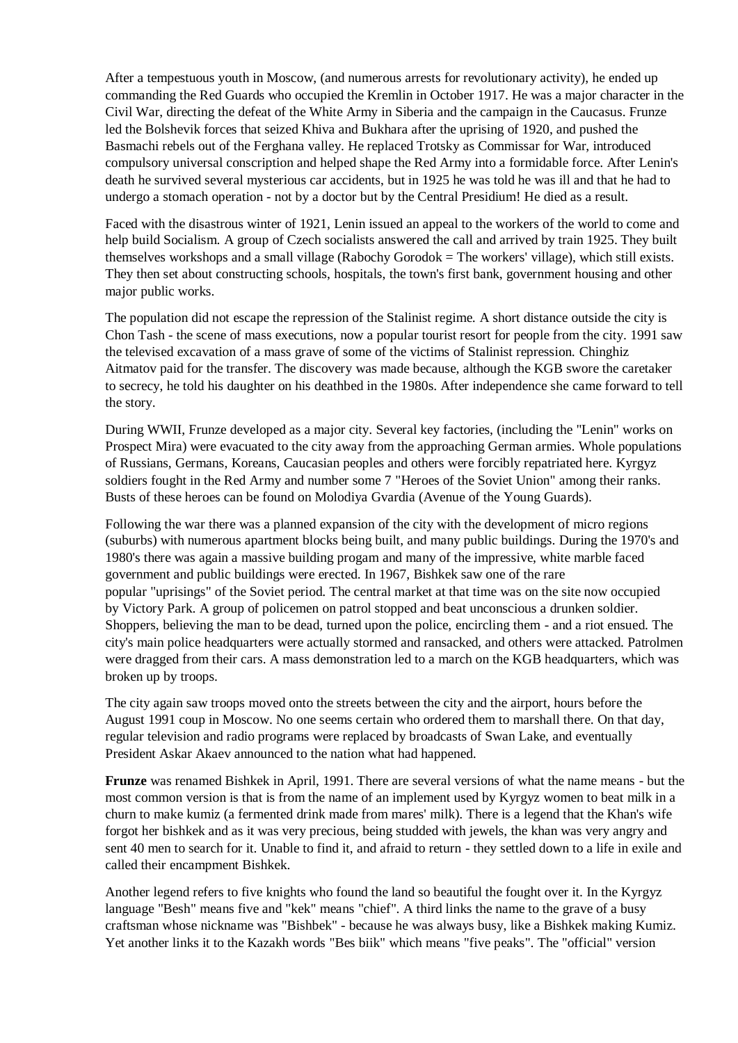After a tempestuous youth in Moscow, (and numerous arrests for revolutionary activity), he ended up commanding the Red Guards who occupied the Kremlin in October 1917. He was a major character in the Civil War, directing the defeat of the White Army in Siberia and the campaign in the Caucasus. Frunze led the Bolshevik forces that seized Khiva and Bukhara after the uprising of 1920, and pushed the Basmachi rebels out of the Ferghana valley. He replaced Trotsky as Commissar for War, introduced compulsory universal conscription and helped shape the Red Army into a formidable force. After Lenin's death he survived several mysterious car accidents, but in 1925 he was told he was ill and that he had to undergo a stomach operation - not by a doctor but by the Central Presidium! He died as a result.

Faced with the disastrous winter of 1921, Lenin issued an appeal to the workers of the world to come and help build Socialism. A group of Czech socialists answered the call and arrived by train 1925. They built themselves workshops and a small village (Rabochy Gorodok = The workers' village), which still exists. They then set about constructing schools, hospitals, the town's first bank, government housing and other major public works.

The population did not escape the repression of the Stalinist regime. A short distance outside the city is Chon Tash - the scene of mass executions, now a popular tourist resort for people from the city. 1991 saw the televised excavation of a mass grave of some of the victims of Stalinist repression. Chinghiz Aitmatov paid for the transfer. The discovery was made because, although the KGB swore the caretaker to secrecy, he told his daughter on his deathbed in the 1980s. After independence she came forward to tell the story.

During WWII, Frunze developed as a major city. Several key factories, (including the "Lenin" works on Prospect Mira) were evacuated to the city away from the approaching German armies. Whole populations of Russians, Germans, Koreans, Caucasian peoples and others were forcibly repatriated here. Kyrgyz soldiers fought in the Red Army and number some 7 "Heroes of the Soviet Union" among their ranks. Busts of these heroes can be found on Molodiya Gvardia (Avenue of the Young Guards).

Following the war there was a planned expansion of the city with the development of micro regions (suburbs) with numerous apartment blocks being built, and many public buildings. During the 1970's and 1980's there was again a massive building progam and many of the impressive, white marble faced government and public buildings were erected. In 1967, Bishkek saw one of the rare popular "uprisings" of the Soviet period. The central market at that time was on the site now occupied by Victory Park. A group of policemen on patrol stopped and beat unconscious a drunken soldier. Shoppers, believing the man to be dead, turned upon the police, encircling them - and a riot ensued. The city's main police headquarters were actually stormed and ransacked, and others were attacked. Patrolmen were dragged from their cars. A mass demonstration led to a march on the KGB headquarters, which was broken up by troops.

The city again saw troops moved onto the streets between the city and the airport, hours before the August 1991 coup in Moscow. No one seems certain who ordered them to marshall there. On that day, regular television and radio programs were replaced by broadcasts of Swan Lake, and eventually President Askar Akaev announced to the nation what had happened.

**Frunze** was renamed Bishkek in April, 1991. There are several versions of what the name means - but the most common version is that is from the name of an implement used by Kyrgyz women to beat milk in a churn to make kumiz (a fermented drink made from mares' milk). There is a legend that the Khan's wife forgot her bishkek and as it was very precious, being studded with jewels, the khan was very angry and sent 40 men to search for it. Unable to find it, and afraid to return - they settled down to a life in exile and called their encampment Bishkek.

Another legend refers to five knights who found the land so beautiful the fought over it. In the Kyrgyz language "Besh" means five and "kek" means "chief". A third links the name to the grave of a busy craftsman whose nickname was "Bishbek" - because he was always busy, like a Bishkek making Kumiz. Yet another links it to the Kazakh words "Bes biik" which means "five peaks". The "official" version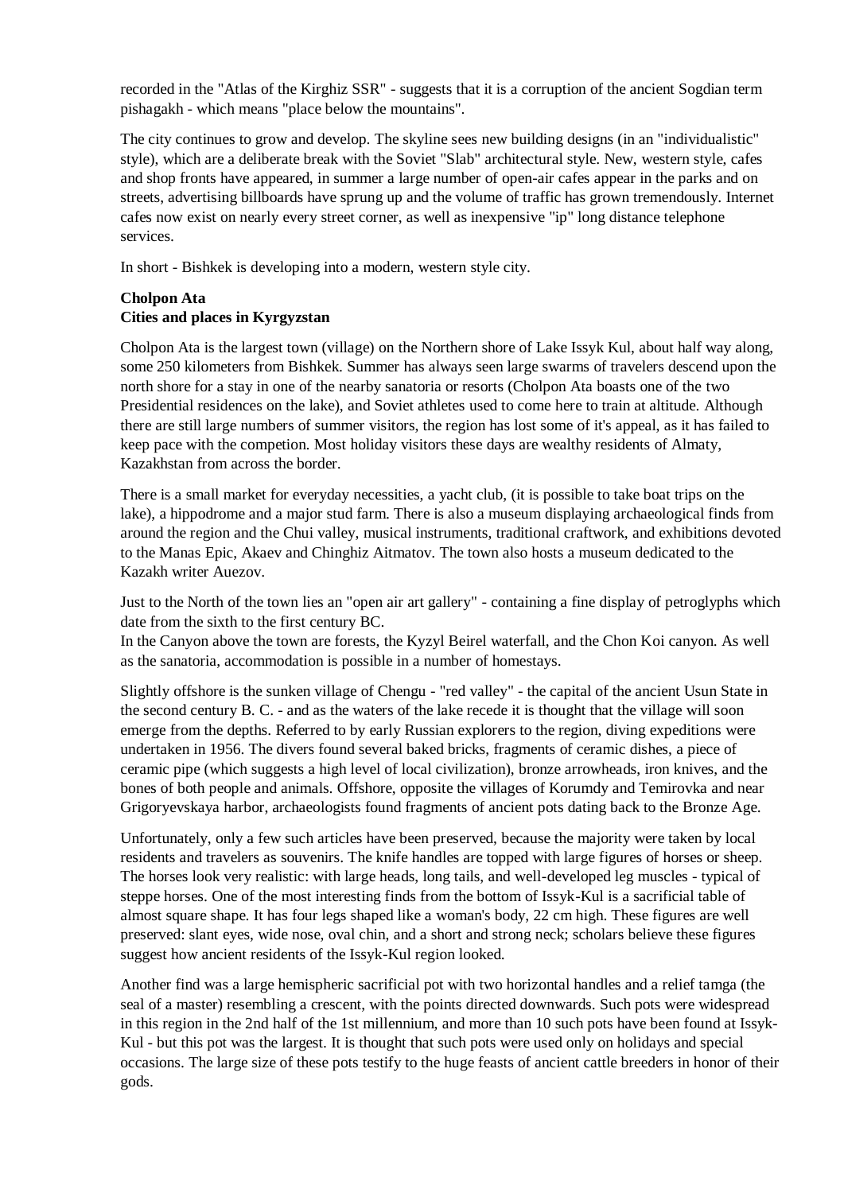recorded in the "Atlas of the Kirghiz SSR" - suggests that it is a corruption of the ancient Sogdian term pishagakh - which means "place below the mountains".

The city continues to grow and develop. The skyline sees new building designs (in an "individualistic" style), which are a deliberate break with the Soviet "Slab" architectural style. New, western style, cafes and shop fronts have appeared, in summer a large number of open-air cafes appear in the parks and on streets, advertising billboards have sprung up and the volume of traffic has grown tremendously. Internet cafes now exist on nearly every street corner, as well as inexpensive "ip" long distance telephone services.

In short - Bishkek is developing into a modern, western style city.

**Cholpon Ata**
**Cities and places in Kyrgyzstan**

Cholpon Ata is the largest town (village) on the Northern shore of Lake Issyk Kul, about half way along, some 250 kilometers from Bishkek. Summer has always seen large swarms of travelers descend upon the north shore for a stay in one of the nearby sanatoria or resorts (Cholpon Ata boasts one of the two Presidential residences on the lake), and Soviet athletes used to come here to train at altitude. Although there are still large numbers of summer visitors, the region has lost some of it's appeal, as it has failed to keep pace with the competion. Most holiday visitors these days are wealthy residents of Almaty, Kazakhstan from across the border.

There is a small market for everyday necessities, a yacht club, (it is possible to take boat trips on the lake), a hippodrome and a major stud farm. There is also a museum displaying archaeological finds from around the region and the Chui valley, musical instruments, traditional craftwork, and exhibitions devoted to the Manas Epic, Akaev and Chinghiz Aitmatov. The town also hosts a museum dedicated to the Kazakh writer Auezov.

Just to the North of the town lies an "open air art gallery" - containing a fine display of petroglyphs which date from the sixth to the first century BC.
In the Canyon above the town are forests, the Kyzyl Beirel waterfall, and the Chon Koi canyon. As well as the sanatoria, accommodation is possible in a number of homestays.

Slightly offshore is the sunken village of Chengu - "red valley" - the capital of the ancient Usun State in the second century B. C. - and as the waters of the lake recede it is thought that the village will soon emerge from the depths. Referred to by early Russian explorers to the region, diving expeditions were undertaken in 1956. The divers found several baked bricks, fragments of ceramic dishes, a piece of ceramic pipe (which suggests a high level of local civilization), bronze arrowheads, iron knives, and the bones of both people and animals. Offshore, opposite the villages of Korumdy and Temirovka and near Grigoryevskaya harbor, archaeologists found fragments of ancient pots dating back to the Bronze Age.

Unfortunately, only a few such articles have been preserved, because the majority were taken by local residents and travelers as souvenirs. The knife handles are topped with large figures of horses or sheep. The horses look very realistic: with large heads, long tails, and well-developed leg muscles - typical of steppe horses. One of the most interesting finds from the bottom of Issyk-Kul is a sacrificial table of almost square shape. It has four legs shaped like a woman's body, 22 cm high. These figures are well preserved: slant eyes, wide nose, oval chin, and a short and strong neck; scholars believe these figures suggest how ancient residents of the Issyk-Kul region looked.

Another find was a large hemispheric sacrificial pot with two horizontal handles and a relief tamga (the seal of a master) resembling a crescent, with the points directed downwards. Such pots were widespread in this region in the 2nd half of the 1st millennium, and more than 10 such pots have been found at Issyk-Kul - but this pot was the largest. It is thought that such pots were used only on holidays and special occasions. The large size of these pots testify to the huge feasts of ancient cattle breeders in honor of their gods.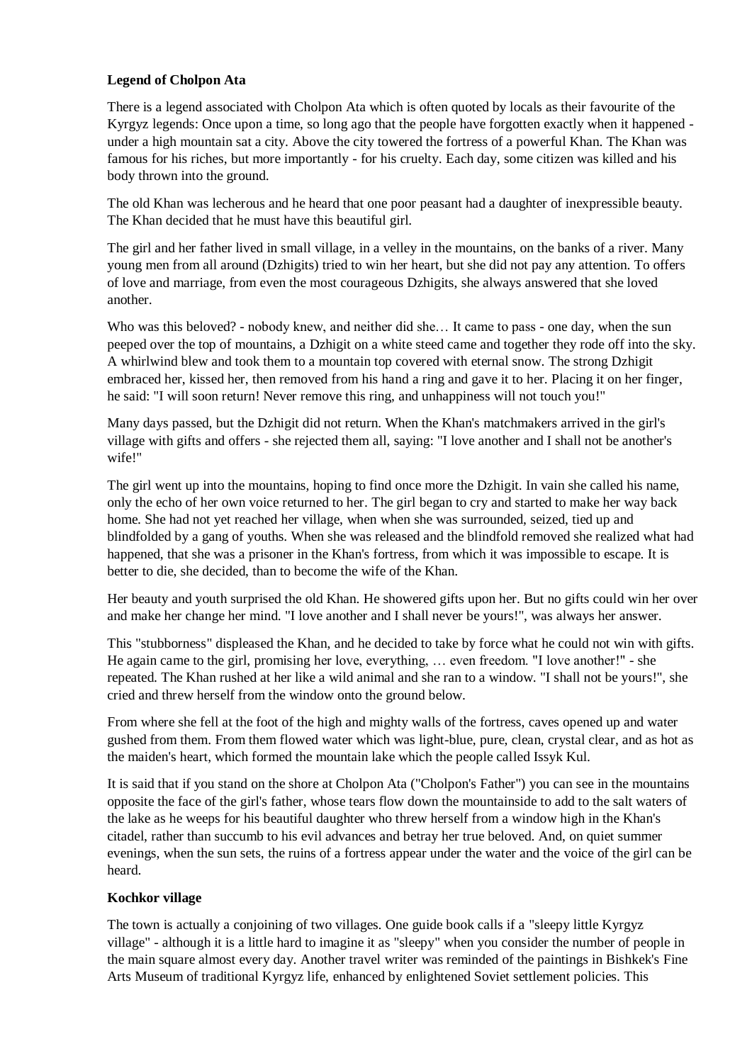**Legend of Cholpon Ata**

There is a legend associated with Cholpon Ata which is often quoted by locals as their favourite of the Kyrgyz legends: Once upon a time, so long ago that the people have forgotten exactly when it happened - under a high mountain sat a city. Above the city towered the fortress of a powerful Khan. The Khan was famous for his riches, but more importantly - for his cruelty. Each day, some citizen was killed and his body thrown into the ground.

The old Khan was lecherous and he heard that one poor peasant had a daughter of inexpressible beauty. The Khan decided that he must have this beautiful girl.

The girl and her father lived in small village, in a velley in the mountains, on the banks of a river. Many young men from all around (Dzhigits) tried to win her heart, but she did not pay any attention. To offers of love and marriage, from even the most courageous Dzhigits, she always answered that she loved another.

Who was this beloved? - nobody knew, and neither did she… It came to pass - one day, when the sun peeped over the top of mountains, a Dzhigit on a white steed came and together they rode off into the sky. A whirlwind blew and took them to a mountain top covered with eternal snow. The strong Dzhigit embraced her, kissed her, then removed from his hand a ring and gave it to her. Placing it on her finger, he said: "I will soon return! Never remove this ring, and unhappiness will not touch you!"

Many days passed, but the Dzhigit did not return. When the Khan's matchmakers arrived in the girl's village with gifts and offers - she rejected them all, saying: "I love another and I shall not be another's wife!"

The girl went up into the mountains, hoping to find once more the Dzhigit. In vain she called his name, only the echo of her own voice returned to her. The girl began to cry and started to make her way back home. She had not yet reached her village, when when she was surrounded, seized, tied up and blindfolded by a gang of youths. When she was released and the blindfold removed she realized what had happened, that she was a prisoner in the Khan's fortress, from which it was impossible to escape. It is better to die, she decided, than to become the wife of the Khan.

Her beauty and youth surprised the old Khan. He showered gifts upon her. But no gifts could win her over and make her change her mind. "I love another and I shall never be yours!", was always her answer.

This "stubborness" displeased the Khan, and he decided to take by force what he could not win with gifts. He again came to the girl, promising her love, everything, … even freedom. "I love another!" - she repeated. The Khan rushed at her like a wild animal and she ran to a window. "I shall not be yours!", she cried and threw herself from the window onto the ground below.

From where she fell at the foot of the high and mighty walls of the fortress, caves opened up and water gushed from them. From them flowed water which was light-blue, pure, clean, crystal clear, and as hot as the maiden's heart, which formed the mountain lake which the people called Issyk Kul.

It is said that if you stand on the shore at Cholpon Ata ("Cholpon's Father") you can see in the mountains opposite the face of the girl's father, whose tears flow down the mountainside to add to the salt waters of the lake as he weeps for his beautiful daughter who threw herself from a window high in the Khan's citadel, rather than succumb to his evil advances and betray her true beloved. And, on quiet summer evenings, when the sun sets, the ruins of a fortress appear under the water and the voice of the girl can be heard.

**Kochkor village**

The town is actually a conjoining of two villages. One guide book calls if a "sleepy little Kyrgyz village" - although it is a little hard to imagine it as "sleepy" when you consider the number of people in the main square almost every day. Another travel writer was reminded of the paintings in Bishkek's Fine Arts Museum of traditional Kyrgyz life, enhanced by enlightened Soviet settlement policies. This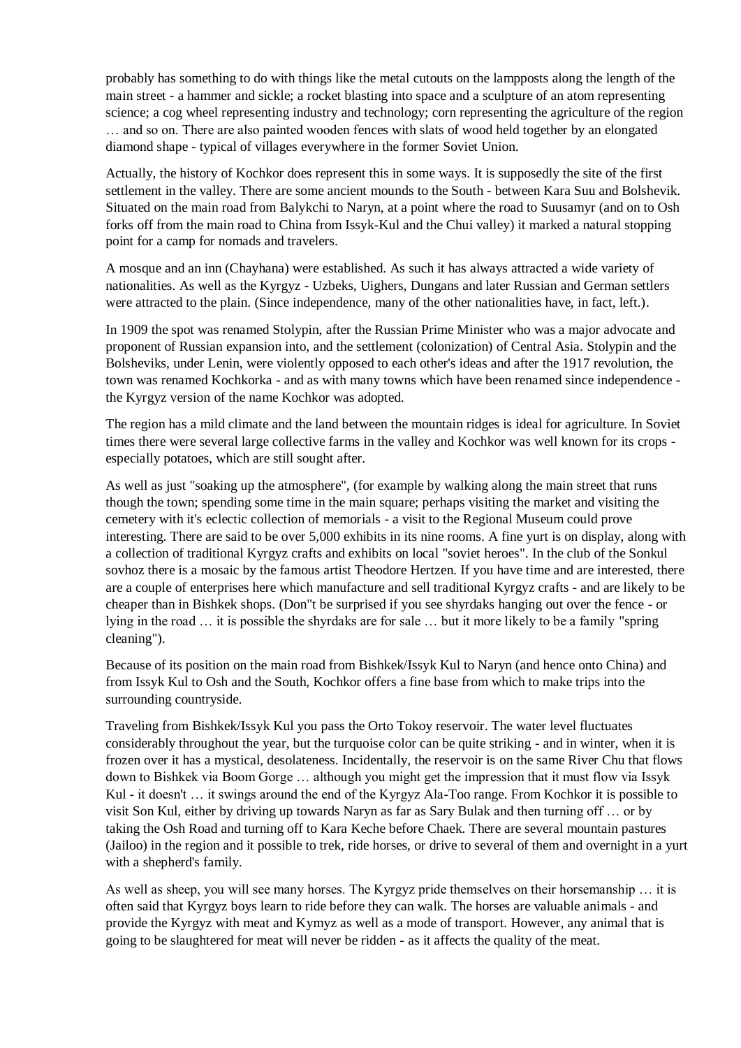probably has something to do with things like the metal cutouts on the lampposts along the length of the main street - a hammer and sickle; a rocket blasting into space and a sculpture of an atom representing science; a cog wheel representing industry and technology; corn representing the agriculture of the region … and so on. There are also painted wooden fences with slats of wood held together by an elongated diamond shape - typical of villages everywhere in the former Soviet Union.

Actually, the history of Kochkor does represent this in some ways. It is supposedly the site of the first settlement in the valley. There are some ancient mounds to the South - between Kara Suu and Bolshevik. Situated on the main road from Balykchi to Naryn, at a point where the road to Suusamyr (and on to Osh forks off from the main road to China from Issyk-Kul and the Chui valley) it marked a natural stopping point for a camp for nomads and travelers.

A mosque and an inn (Chayhana) were established. As such it has always attracted a wide variety of nationalities. As well as the Kyrgyz - Uzbeks, Uighers, Dungans and later Russian and German settlers were attracted to the plain. (Since independence, many of the other nationalities have, in fact, left.).

In 1909 the spot was renamed Stolypin, after the Russian Prime Minister who was a major advocate and proponent of Russian expansion into, and the settlement (colonization) of Central Asia. Stolypin and the Bolsheviks, under Lenin, were violently opposed to each other's ideas and after the 1917 revolution, the town was renamed Kochkorka - and as with many towns which have been renamed since independence - the Kyrgyz version of the name Kochkor was adopted.

The region has a mild climate and the land between the mountain ridges is ideal for agriculture. In Soviet times there were several large collective farms in the valley and Kochkor was well known for its crops - especially potatoes, which are still sought after.

As well as just "soaking up the atmosphere", (for example by walking along the main street that runs though the town; spending some time in the main square; perhaps visiting the market and visiting the cemetery with it's eclectic collection of memorials - a visit to the Regional Museum could prove interesting. There are said to be over 5,000 exhibits in its nine rooms. A fine yurt is on display, along with a collection of traditional Kyrgyz crafts and exhibits on local "soviet heroes". In the club of the Sonkul sovhoz there is a mosaic by the famous artist Theodore Hertzen. If you have time and are interested, there are a couple of enterprises here which manufacture and sell traditional Kyrgyz crafts - and are likely to be cheaper than in Bishkek shops. (Don"t be surprised if you see shyrdaks hanging out over the fence - or lying in the road … it is possible the shyrdaks are for sale … but it more likely to be a family "spring cleaning").

Because of its position on the main road from Bishkek/Issyk Kul to Naryn (and hence onto China) and from Issyk Kul to Osh and the South, Kochkor offers a fine base from which to make trips into the surrounding countryside.

Traveling from Bishkek/Issyk Kul you pass the Orto Tokoy reservoir. The water level fluctuates considerably throughout the year, but the turquoise color can be quite striking - and in winter, when it is frozen over it has a mystical, desolateness. Incidentally, the reservoir is on the same River Chu that flows down to Bishkek via Boom Gorge … although you might get the impression that it must flow via Issyk Kul - it doesn't … it swings around the end of the Kyrgyz Ala-Too range. From Kochkor it is possible to visit Son Kul, either by driving up towards Naryn as far as Sary Bulak and then turning off … or by taking the Osh Road and turning off to Kara Keche before Chaek. There are several mountain pastures (Jailoo) in the region and it possible to trek, ride horses, or drive to several of them and overnight in a yurt with a shepherd's family.

As well as sheep, you will see many horses. The Kyrgyz pride themselves on their horsemanship … it is often said that Kyrgyz boys learn to ride before they can walk. The horses are valuable animals - and provide the Kyrgyz with meat and Kymyz as well as a mode of transport. However, any animal that is going to be slaughtered for meat will never be ridden - as it affects the quality of the meat.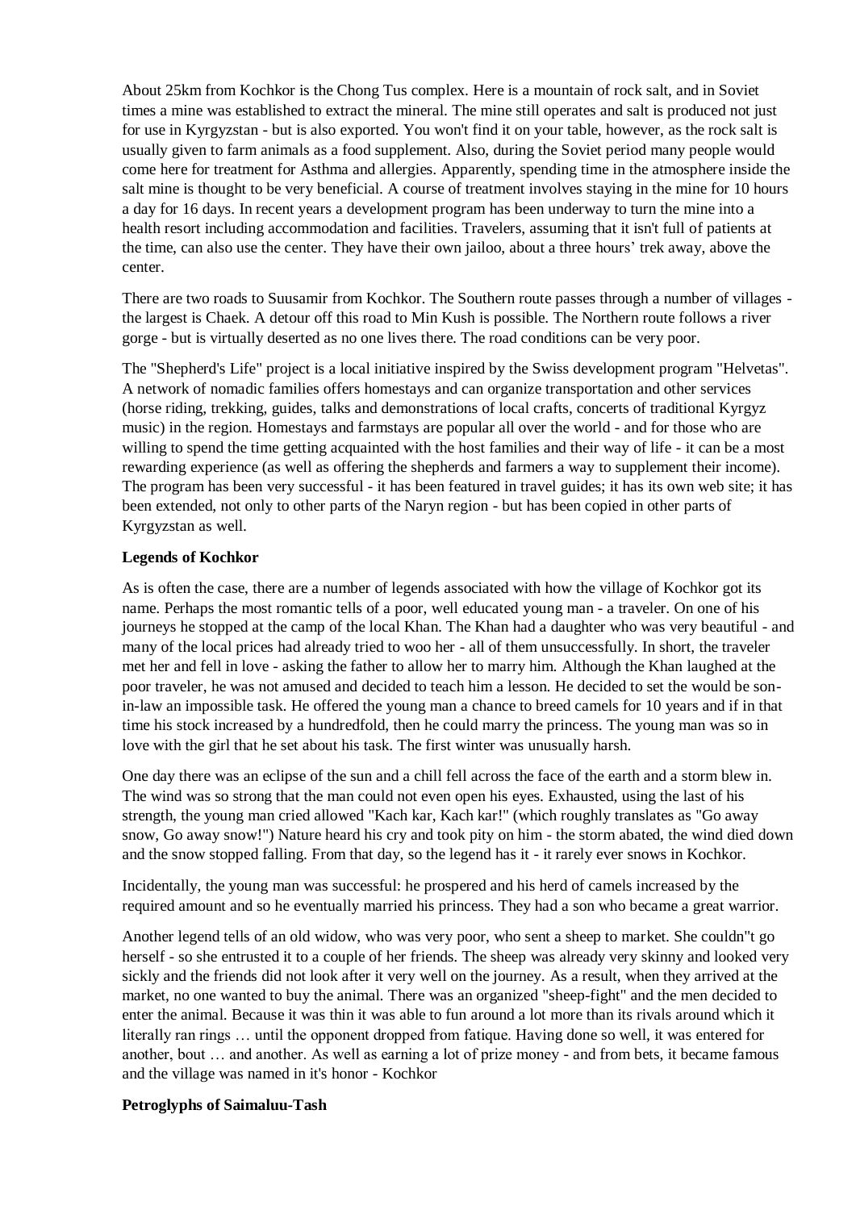About 25km from Kochkor is the Chong Tus complex. Here is a mountain of rock salt, and in Soviet times a mine was established to extract the mineral. The mine still operates and salt is produced not just for use in Kyrgyzstan - but is also exported. You won't find it on your table, however, as the rock salt is usually given to farm animals as a food supplement. Also, during the Soviet period many people would come here for treatment for Asthma and allergies. Apparently, spending time in the atmosphere inside the salt mine is thought to be very beneficial. A course of treatment involves staying in the mine for 10 hours a day for 16 days. In recent years a development program has been underway to turn the mine into a health resort including accommodation and facilities. Travelers, assuming that it isn't full of patients at the time, can also use the center. They have their own jailoo, about a three hours' trek away, above the center.

There are two roads to Suusamir from Kochkor. The Southern route passes through a number of villages - the largest is Chaek. A detour off this road to Min Kush is possible. The Northern route follows a river gorge - but is virtually deserted as no one lives there. The road conditions can be very poor.

The "Shepherd's Life" project is a local initiative inspired by the Swiss development program "Helvetas". A network of nomadic families offers homestays and can organize transportation and other services (horse riding, trekking, guides, talks and demonstrations of local crafts, concerts of traditional Kyrgyz music) in the region. Homestays and farmstays are popular all over the world - and for those who are willing to spend the time getting acquainted with the host families and their way of life - it can be a most rewarding experience (as well as offering the shepherds and farmers a way to supplement their income). The program has been very successful - it has been featured in travel guides; it has its own web site; it has been extended, not only to other parts of the Naryn region - but has been copied in other parts of Kyrgyzstan as well.

**Legends of Kochkor**

As is often the case, there are a number of legends associated with how the village of Kochkor got its name. Perhaps the most romantic tells of a poor, well educated young man - a traveler. On one of his journeys he stopped at the camp of the local Khan. The Khan had a daughter who was very beautiful - and many of the local prices had already tried to woo her - all of them unsuccessfully. In short, the traveler met her and fell in love - asking the father to allow her to marry him. Although the Khan laughed at the poor traveler, he was not amused and decided to teach him a lesson. He decided to set the would be son-in-law an impossible task. He offered the young man a chance to breed camels for 10 years and if in that time his stock increased by a hundredfold, then he could marry the princess. The young man was so in love with the girl that he set about his task. The first winter was unusually harsh.

One day there was an eclipse of the sun and a chill fell across the face of the earth and a storm blew in. The wind was so strong that the man could not even open his eyes. Exhausted, using the last of his strength, the young man cried allowed "Kach kar, Kach kar!" (which roughly translates as "Go away snow, Go away snow!") Nature heard his cry and took pity on him - the storm abated, the wind died down and the snow stopped falling. From that day, so the legend has it - it rarely ever snows in Kochkor.

Incidentally, the young man was successful: he prospered and his herd of camels increased by the required amount and so he eventually married his princess. They had a son who became a great warrior.

Another legend tells of an old widow, who was very poor, who sent a sheep to market. She couldn"t go herself - so she entrusted it to a couple of her friends. The sheep was already very skinny and looked very sickly and the friends did not look after it very well on the journey. As a result, when they arrived at the market, no one wanted to buy the animal. There was an organized "sheep-fight" and the men decided to enter the animal. Because it was thin it was able to fun around a lot more than its rivals around which it literally ran rings … until the opponent dropped from fatique. Having done so well, it was entered for another, bout … and another. As well as earning a lot of prize money - and from bets, it became famous and the village was named in it's honor - Kochkor

**Petroglyphs of Saimaluu-Tash**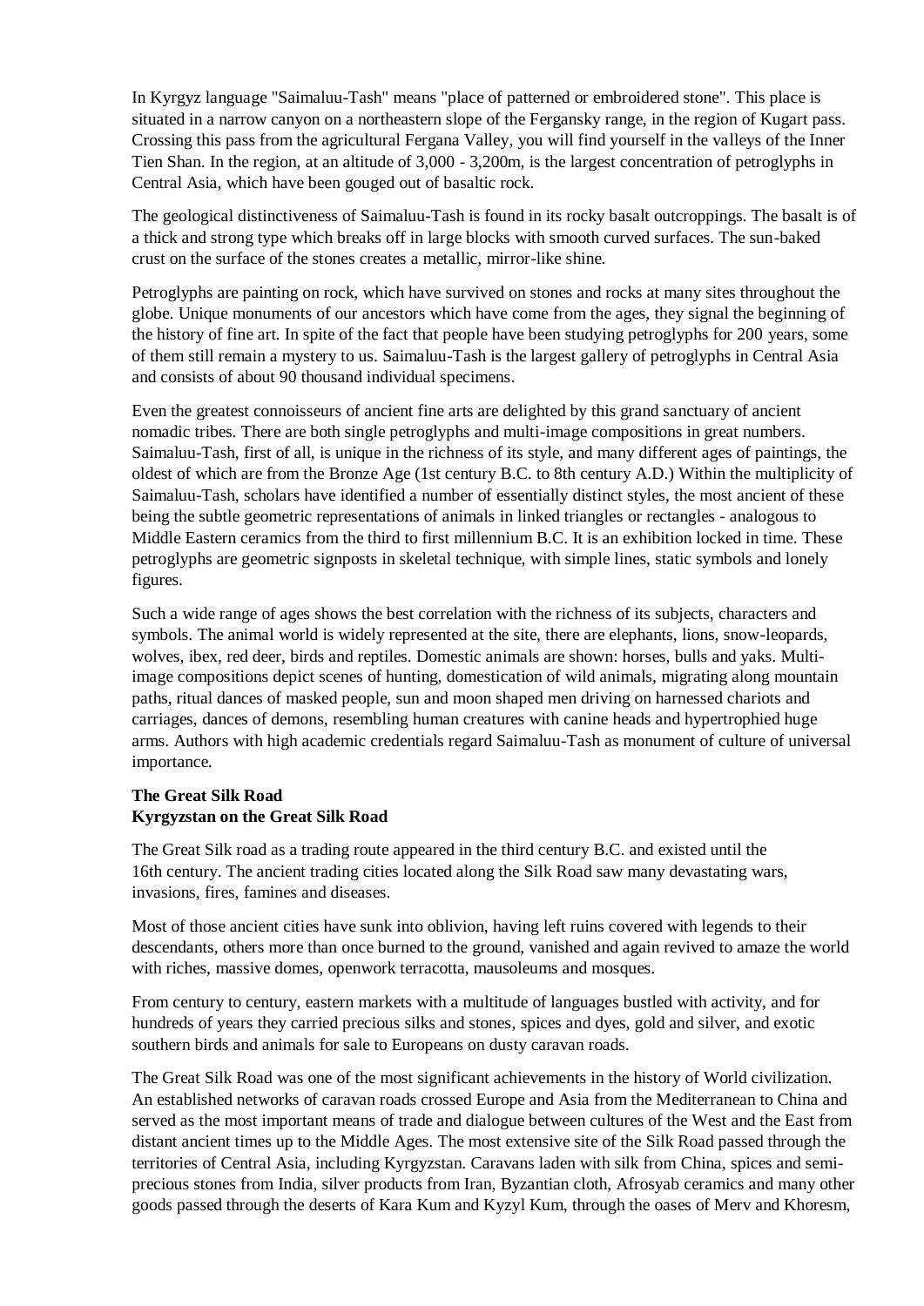In Kyrgyz language "Saimaluu-Tash" means "place of patterned or embroidered stone". This place is situated in a narrow canyon on a northeastern slope of the Fergansky range, in the region of Kugart pass. Crossing this pass from the agricultural Fergana Valley, you will find yourself in the valleys of the Inner Tien Shan. In the region, at an altitude of 3,000 - 3,200m, is the largest concentration of petroglyphs in Central Asia, which have been gouged out of basaltic rock.

The geological distinctiveness of Saimaluu-Tash is found in its rocky basalt outcroppings. The basalt is of a thick and strong type which breaks off in large blocks with smooth curved surfaces. The sun-baked crust on the surface of the stones creates a metallic, mirror-like shine.

Petroglyphs are painting on rock, which have survived on stones and rocks at many sites throughout the globe. Unique monuments of our ancestors which have come from the ages, they signal the beginning of the history of fine art. In spite of the fact that people have been studying petroglyphs for 200 years, some of them still remain a mystery to us. Saimaluu-Tash is the largest gallery of petroglyphs in Central Asia and consists of about 90 thousand individual specimens.

Even the greatest connoisseurs of ancient fine arts are delighted by this grand sanctuary of ancient nomadic tribes. There are both single petroglyphs and multi-image compositions in great numbers. Saimaluu-Tash, first of all, is unique in the richness of its style, and many different ages of paintings, the oldest of which are from the Bronze Age (1st century B.C. to 8th century A.D.) Within the multiplicity of Saimaluu-Tash, scholars have identified a number of essentially distinct styles, the most ancient of these being the subtle geometric representations of animals in linked triangles or rectangles - analogous to Middle Eastern ceramics from the third to first millennium B.C. It is an exhibition locked in time. These petroglyphs are geometric signposts in skeletal technique, with simple lines, static symbols and lonely figures.

Such a wide range of ages shows the best correlation with the richness of its subjects, characters and symbols. The animal world is widely represented at the site, there are elephants, lions, snow-leopards, wolves, ibex, red deer, birds and reptiles. Domestic animals are shown: horses, bulls and yaks. Multi-image compositions depict scenes of hunting, domestication of wild animals, migrating along mountain paths, ritual dances of masked people, sun and moon shaped men driving on harnessed chariots and carriages, dances of demons, resembling human creatures with canine heads and hypertrophied huge arms. Authors with high academic credentials regard Saimaluu-Tash as monument of culture of universal importance.

**The Great Silk Road**
**Kyrgyzstan on the Great Silk Road**

The Great Silk road as a trading route appeared in the third century B.C. and existed until the 16th century. The ancient trading cities located along the Silk Road saw many devastating wars, invasions, fires, famines and diseases.

Most of those ancient cities have sunk into oblivion, having left ruins covered with legends to their descendants, others more than once burned to the ground, vanished and again revived to amaze the world with riches, massive domes, openwork terracotta, mausoleums and mosques.

From century to century, eastern markets with a multitude of languages bustled with activity, and for hundreds of years they carried precious silks and stones, spices and dyes, gold and silver, and exotic southern birds and animals for sale to Europeans on dusty caravan roads.

The Great Silk Road was one of the most significant achievements in the history of World civilization. An established networks of caravan roads crossed Europe and Asia from the Mediterranean to China and served as the most important means of trade and dialogue between cultures of the West and the East from distant ancient times up to the Middle Ages. The most extensive site of the Silk Road passed through the territories of Central Asia, including Kyrgyzstan. Caravans laden with silk from China, spices and semi-precious stones from India, silver products from Iran, Byzantian cloth, Afrosyab ceramics and many other goods passed through the deserts of Kara Kum and Kyzyl Kum, through the oases of Merv and Khoresm,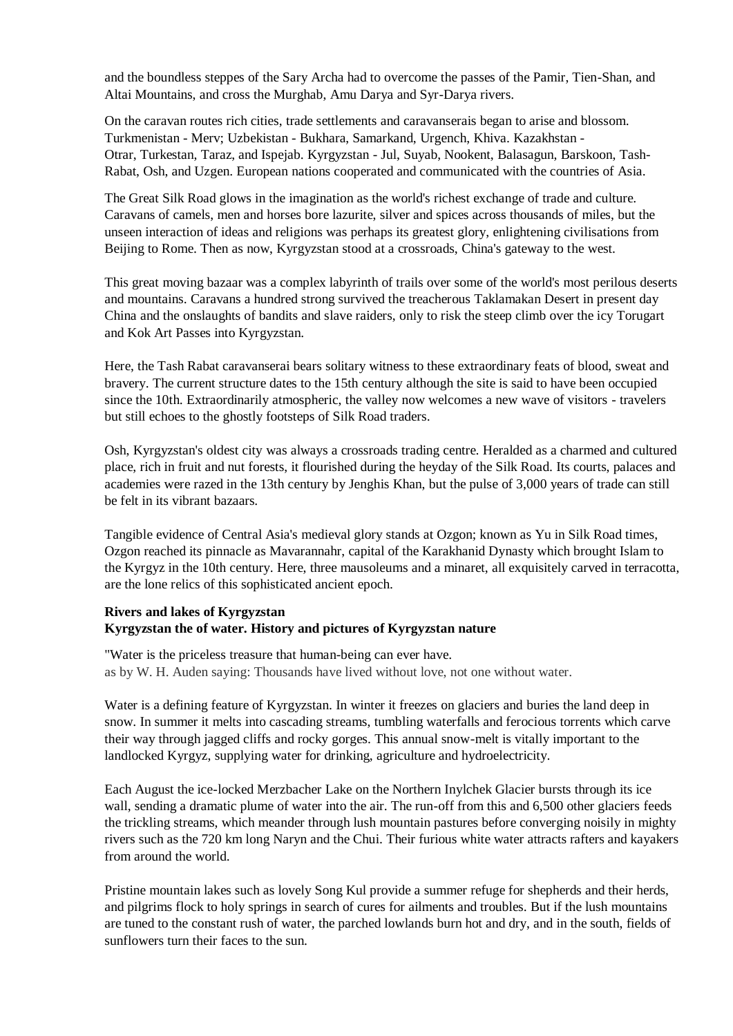and the boundless steppes of the Sary Archa had to overcome the passes of the Pamir, Tien-Shan, and Altai Mountains, and cross the Murghab, Amu Darya and Syr-Darya rivers.

On the caravan routes rich cities, trade settlements and caravanserais began to arise and blossom. Turkmenistan - Merv; Uzbekistan - Bukhara, Samarkand, Urgench, Khiva. Kazakhstan - Otrar, Turkestan, Taraz, and Ispejab. Kyrgyzstan - Jul, Suyab, Nookent, Balasagun, Barskoon, Tash-Rabat, Osh, and Uzgen. European nations cooperated and communicated with the countries of Asia.

The Great Silk Road glows in the imagination as the world's richest exchange of trade and culture. Caravans of camels, men and horses bore lazurite, silver and spices across thousands of miles, but the unseen interaction of ideas and religions was perhaps its greatest glory, enlightening civilisations from Beijing to Rome. Then as now, Kyrgyzstan stood at a crossroads, China's gateway to the west.

This great moving bazaar was a complex labyrinth of trails over some of the world's most perilous deserts and mountains. Caravans a hundred strong survived the treacherous Taklamakan Desert in present day China and the onslaughts of bandits and slave raiders, only to risk the steep climb over the icy Torugart and Kok Art Passes into Kyrgyzstan.

Here, the Tash Rabat caravanserai bears solitary witness to these extraordinary feats of blood, sweat and bravery. The current structure dates to the 15th century although the site is said to have been occupied since the 10th. Extraordinarily atmospheric, the valley now welcomes a new wave of visitors - travelers but still echoes to the ghostly footsteps of Silk Road traders.

Osh, Kyrgyzstan's oldest city was always a crossroads trading centre. Heralded as a charmed and cultured place, rich in fruit and nut forests, it flourished during the heyday of the Silk Road. Its courts, palaces and academies were razed in the 13th century by Jenghis Khan, but the pulse of 3,000 years of trade can still be felt in its vibrant bazaars.

Tangible evidence of Central Asia's medieval glory stands at Ozgon; known as Yu in Silk Road times, Ozgon reached its pinnacle as Mavarannahr, capital of the Karakhanid Dynasty which brought Islam to the Kyrgyz in the 10th century. Here, three mausoleums and a minaret, all exquisitely carved in terracotta, are the lone relics of this sophisticated ancient epoch.

**Rivers and lakes of Kyrgyzstan**
**Kyrgyzstan the of water. History and pictures of Kyrgyzstan nature**

"Water is the priceless treasure that human-being can ever have.
as by W. H. Auden saying: Thousands have lived without love, not one without water.

Water is a defining feature of Kyrgyzstan. In winter it freezes on glaciers and buries the land deep in snow. In summer it melts into cascading streams, tumbling waterfalls and ferocious torrents which carve their way through jagged cliffs and rocky gorges. This annual snow-melt is vitally important to the landlocked Kyrgyz, supplying water for drinking, agriculture and hydroelectricity.

Each August the ice-locked Merzbacher Lake on the Northern Inylchek Glacier bursts through its ice wall, sending a dramatic plume of water into the air. The run-off from this and 6,500 other glaciers feeds the trickling streams, which meander through lush mountain pastures before converging noisily in mighty rivers such as the 720 km long Naryn and the Chui. Their furious white water attracts rafters and kayakers from around the world.

Pristine mountain lakes such as lovely Song Kul provide a summer refuge for shepherds and their herds, and pilgrims flock to holy springs in search of cures for ailments and troubles. But if the lush mountains are tuned to the constant rush of water, the parched lowlands burn hot and dry, and in the south, fields of sunflowers turn their faces to the sun.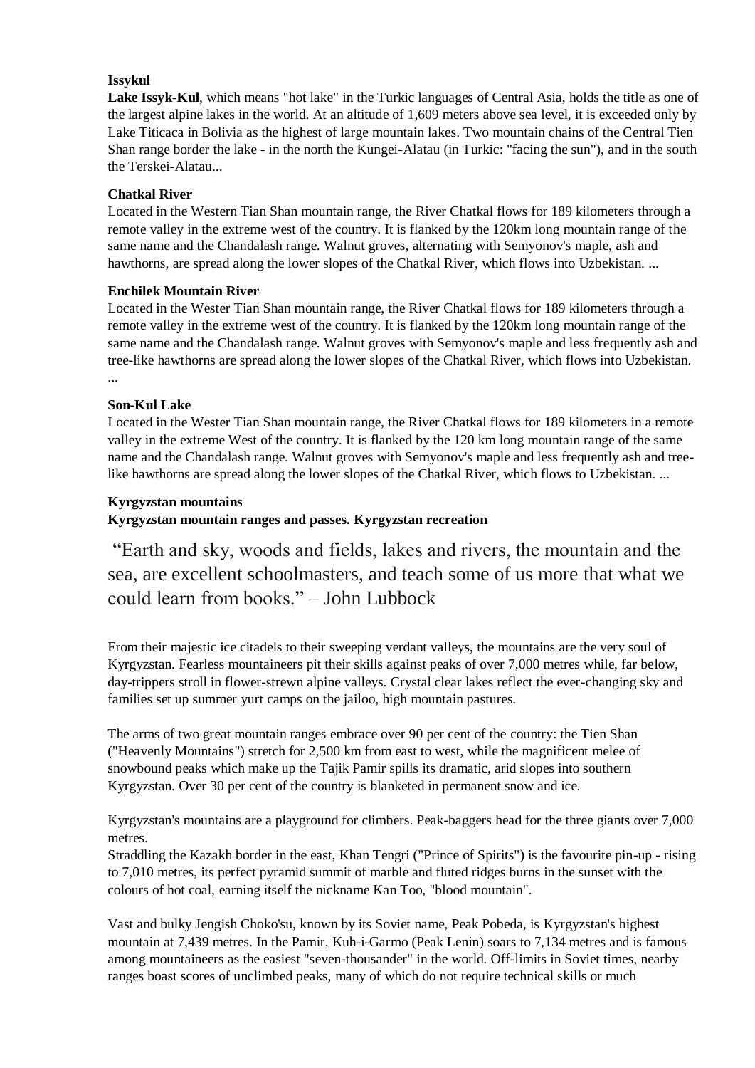**Issykul**

**Lake Issyk-Kul**, which means "hot lake" in the Turkic languages of Central Asia, holds the title as one of the largest alpine lakes in the world. At an altitude of 1,609 meters above sea level, it is exceeded only by Lake Titicaca in Bolivia as the highest of large mountain lakes. Two mountain chains of the Central Tien Shan range border the lake - in the north the Kungei-Alatau (in Turkic: "facing the sun"), and in the south the Terskei-Alatau...

**Chatkal River**

Located in the Western Tian Shan mountain range, the River Chatkal flows for 189 kilometers through a remote valley in the extreme west of the country. It is flanked by the 120km long mountain range of the same name and the Chandalash range. Walnut groves, alternating with Semyonov's maple, ash and hawthorns, are spread along the lower slopes of the Chatkal River, which flows into Uzbekistan. ...

**Enchilek Mountain River**

Located in the Wester Tian Shan mountain range, the River Chatkal flows for 189 kilometers through a remote valley in the extreme west of the country. It is flanked by the 120km long mountain range of the same name and the Chandalash range. Walnut groves with Semyonov's maple and less frequently ash and tree-like hawthorns are spread along the lower slopes of the Chatkal River, which flows into Uzbekistan. ...

**Son-Kul Lake**

Located in the Wester Tian Shan mountain range, the River Chatkal flows for 189 kilometers in a remote valley in the extreme West of the country. It is flanked by the 120 km long mountain range of the same name and the Chandalash range. Walnut groves with Semyonov's maple and less frequently ash and tree-like hawthorns are spread along the lower slopes of the Chatkal River, which flows to Uzbekistan. ...

**Kyrgyzstan mountains**

**Kyrgyzstan mountain ranges and passes. Kyrgyzstan recreation**

"Earth and sky, woods and fields, lakes and rivers, the mountain and the sea, are excellent schoolmasters, and teach some of us more that what we could learn from books." – John Lubbock

From their majestic ice citadels to their sweeping verdant valleys, the mountains are the very soul of Kyrgyzstan. Fearless mountaineers pit their skills against peaks of over 7,000 metres while, far below, day-trippers stroll in flower-strewn alpine valleys. Crystal clear lakes reflect the ever-changing sky and families set up summer yurt camps on the jailoo, high mountain pastures.

The arms of two great mountain ranges embrace over 90 per cent of the country: the Tien Shan ("Heavenly Mountains") stretch for 2,500 km from east to west, while the magnificent melee of snowbound peaks which make up the Tajik Pamir spills its dramatic, arid slopes into southern Kyrgyzstan. Over 30 per cent of the country is blanketed in permanent snow and ice.

Kyrgyzstan's mountains are a playground for climbers. Peak-baggers head for the three giants over 7,000 metres.

Straddling the Kazakh border in the east, Khan Tengri ("Prince of Spirits") is the favourite pin-up - rising to 7,010 metres, its perfect pyramid summit of marble and fluted ridges burns in the sunset with the colours of hot coal, earning itself the nickname Kan Too, "blood mountain".

Vast and bulky Jengish Choko'su, known by its Soviet name, Peak Pobeda, is Kyrgyzstan's highest mountain at 7,439 metres. In the Pamir, Kuh-i-Garmo (Peak Lenin) soars to 7,134 metres and is famous among mountaineers as the easiest "seven-thousander" in the world. Off-limits in Soviet times, nearby ranges boast scores of unclimbed peaks, many of which do not require technical skills or much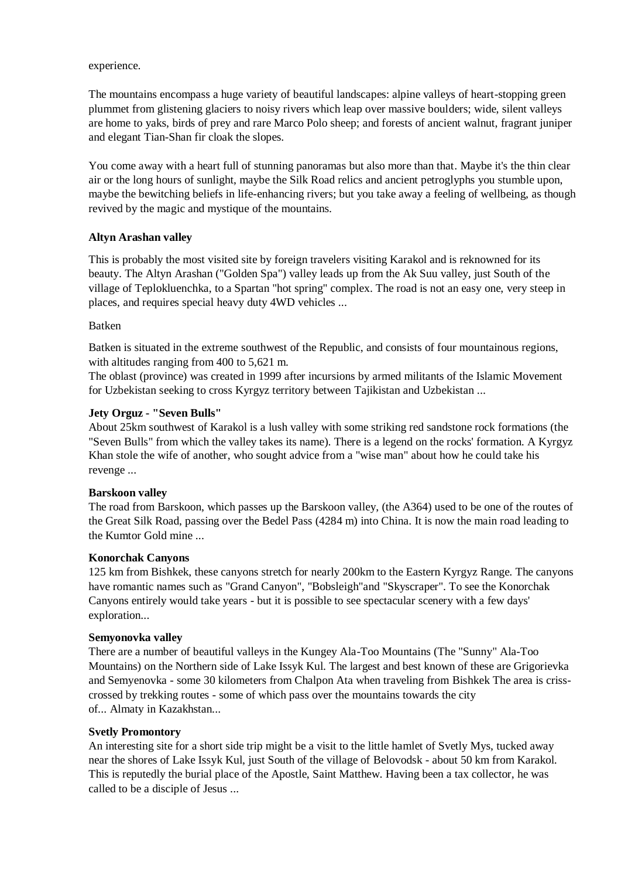experience.

The mountains encompass a huge variety of beautiful landscapes: alpine valleys of heart-stopping green plummet from glistening glaciers to noisy rivers which leap over massive boulders; wide, silent valleys are home to yaks, birds of prey and rare Marco Polo sheep; and forests of ancient walnut, fragrant juniper and elegant Tian-Shan fir cloak the slopes.

You come away with a heart full of stunning panoramas but also more than that. Maybe it's the thin clear air or the long hours of sunlight, maybe the Silk Road relics and ancient petroglyphs you stumble upon, maybe the bewitching beliefs in life-enhancing rivers; but you take away a feeling of wellbeing, as though revived by the magic and mystique of the mountains.

**Altyn Arashan valley**

This is probably the most visited site by foreign travelers visiting Karakol and is reknowned for its beauty. The Altyn Arashan ("Golden Spa") valley leads up from the Ak Suu valley, just South of the village of Teplokluenchka, to a Spartan "hot spring" complex. The road is not an easy one, very steep in places, and requires special heavy duty 4WD vehicles ...

Batken

Batken is situated in the extreme southwest of the Republic, and consists of four mountainous regions, with altitudes ranging from 400 to 5,621 m.
The oblast (province) was created in 1999 after incursions by armed militants of the Islamic Movement for Uzbekistan seeking to cross Kyrgyz territory between Tajikistan and Uzbekistan ...

**Jety Orguz - "Seven Bulls"**

About 25km southwest of Karakol is a lush valley with some striking red sandstone rock formations (the "Seven Bulls" from which the valley takes its name). There is a legend on the rocks' formation. A Kyrgyz Khan stole the wife of another, who sought advice from a "wise man" about how he could take his revenge ...

**Barskoon valley**

The road from Barskoon, which passes up the Barskoon valley, (the A364) used to be one of the routes of the Great Silk Road, passing over the Bedel Pass (4284 m) into China. It is now the main road leading to the Kumtor Gold mine ...

**Konorchak Canyons**

125 km from Bishkek, these canyons stretch for nearly 200km to the Eastern Kyrgyz Range. The canyons have romantic names such as "Grand Canyon", "Bobsleigh"and "Skyscraper". To see the Konorchak Canyons entirely would take years - but it is possible to see spectacular scenery with a few days' exploration...

**Semyonovka valley**

There are a number of beautiful valleys in the Kungey Ala-Too Mountains (The "Sunny" Ala-Too Mountains) on the Northern side of Lake Issyk Kul. The largest and best known of these are Grigorievka and Semyenovka - some 30 kilometers from Chalpon Ata when traveling from Bishkek The area is criss-crossed by trekking routes - some of which pass over the mountains towards the city of... Almaty in Kazakhstan...

**Svetly Promontory**

An interesting site for a short side trip might be a visit to the little hamlet of Svetly Mys, tucked away near the shores of Lake Issyk Kul, just South of the village of Belovodsk - about 50 km from Karakol. This is reputedly the burial place of the Apostle, Saint Matthew. Having been a tax collector, he was called to be a disciple of Jesus ...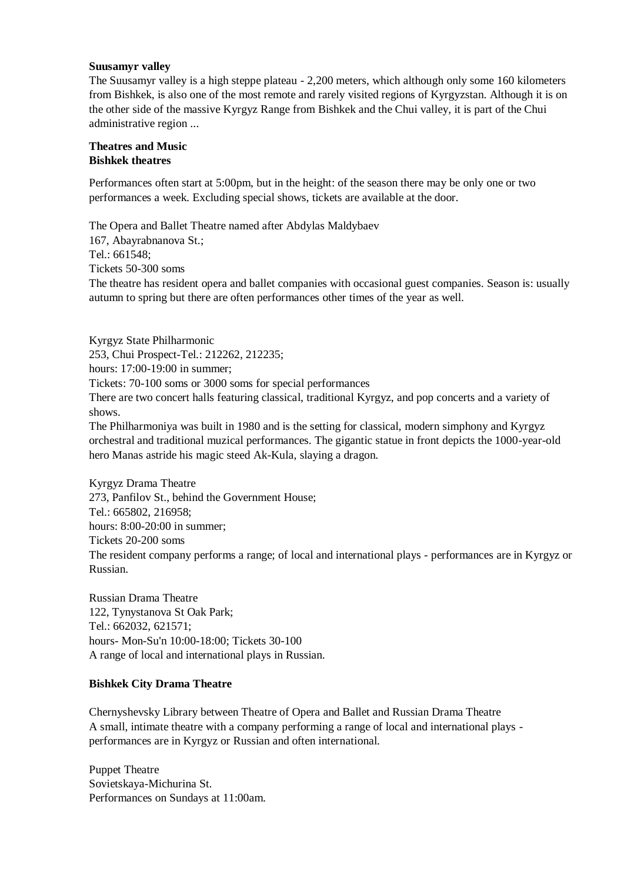**Suusamyr valley**

The Suusamyr valley is a high steppe plateau - 2,200 meters, which although only some 160 kilometers from Bishkek, is also one of the most remote and rarely visited regions of Kyrgyzstan. Although it is on the other side of the massive Kyrgyz Range from Bishkek and the Chui valley, it is part of the Chui administrative region ...

**Theatres and Music**
**Bishkek theatres**

Performances often start at 5:00pm, but in the height: of the season there may be only one or two performances a week. Excluding special shows, tickets are available at the door.

The Opera and Ballet Theatre named after Abdylas Maldybaev
167, Abayrabnanova St.;
Tel.: 661548;
Tickets 50-300 soms
The theatre has resident opera and ballet companies with occasional guest companies. Season is: usually autumn to spring but there are often performances other times of the year as well.

Kyrgyz State Philharmonic
253, Chui Prospect-Tel.: 212262, 212235;
hours: 17:00-19:00 in summer;
Tickets: 70-100 soms or 3000 soms for special performances
There are two concert halls featuring classical, traditional Kyrgyz, and pop concerts and a variety of shows.
The Philharmoniya was built in 1980 and is the setting for classical, modern simphony and Kyrgyz orchestral and traditional muzical performances. The gigantic statue in front depicts the 1000-year-old hero Manas astride his magic steed Ak-Kula, slaying a dragon.

Kyrgyz Drama Theatre
273, Panfilov St., behind the Government House;
Tel.: 665802, 216958;
hours: 8:00-20:00 in summer;
Tickets 20-200 soms
The resident company performs a range; of local and international plays - performances are in Kyrgyz or Russian.

Russian Drama Theatre
122, Tynystanova St Oak Park;
Tel.: 662032, 621571;
hours- Mon-Su'n 10:00-18:00; Tickets 30-100
A range of local and international plays in Russian.

**Bishkek City Drama Theatre**

Chernyshevsky Library between Theatre of Opera and Ballet and Russian Drama Theatre
A small, intimate theatre with a company performing a range of local and international plays - performances are in Kyrgyz or Russian and often international.

Puppet Theatre
Sovietskaya-Michurina St.
Performances on Sundays at 11:00am.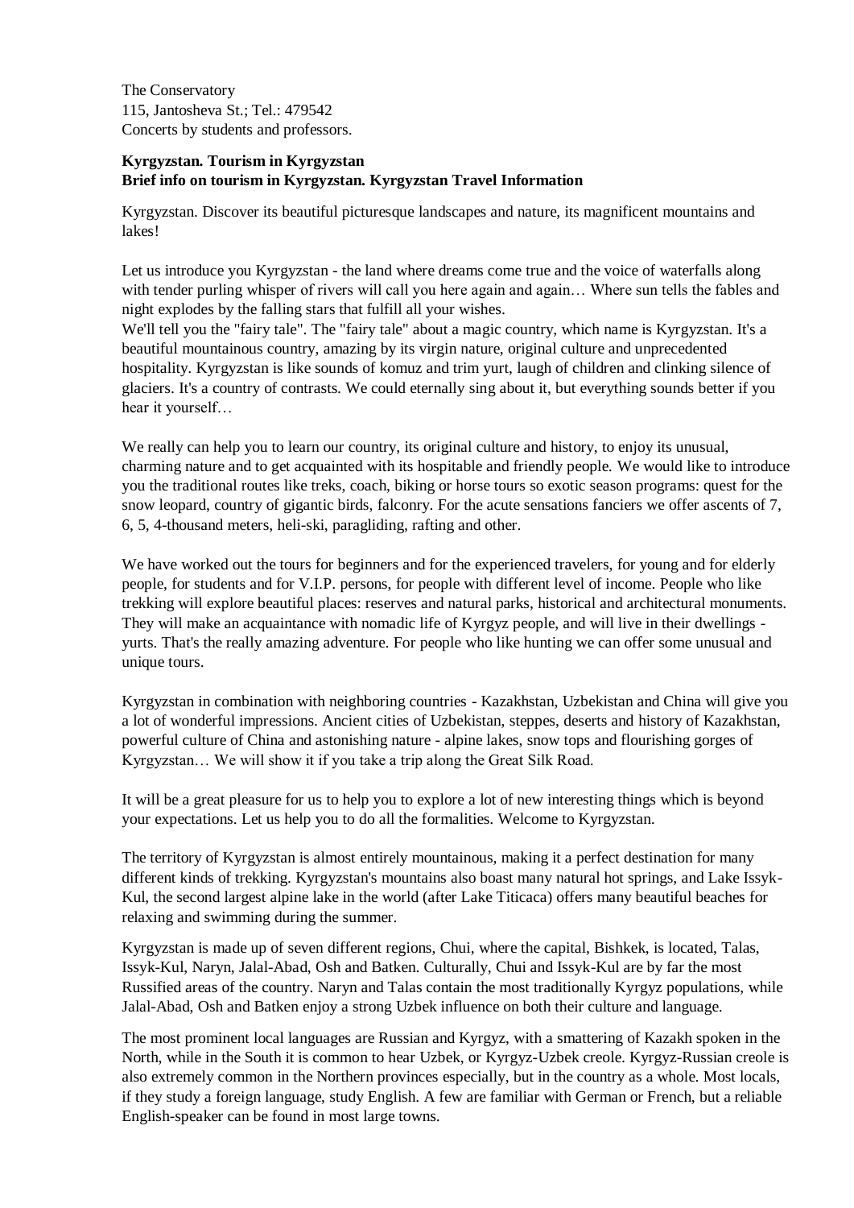The Conservatory
115, Jantosheva St.; Tel.: 479542
Concerts by students and professors.

**Kyrgyzstan. Tourism in Kyrgyzstan**
**Brief info on tourism in Kyrgyzstan. Kyrgyzstan Travel Information**

Kyrgyzstan. Discover its beautiful picturesque landscapes and nature, its magnificent mountains and lakes!

Let us introduce you Kyrgyzstan - the land where dreams come true and the voice of waterfalls along with tender purling whisper of rivers will call you here again and again… Where sun tells the fables and night explodes by the falling stars that fulfill all your wishes.
We'll tell you the "fairy tale". The "fairy tale" about a magic country, which name is Kyrgyzstan. It's a beautiful mountainous country, amazing by its virgin nature, original culture and unprecedented hospitality. Kyrgyzstan is like sounds of komuz and trim yurt, laugh of children and clinking silence of glaciers. It's a country of contrasts. We could eternally sing about it, but everything sounds better if you hear it yourself…

We really can help you to learn our country, its original culture and history, to enjoy its unusual, charming nature and to get acquainted with its hospitable and friendly people. We would like to introduce you the traditional routes like treks, coach, biking or horse tours so exotic season programs: quest for the snow leopard, country of gigantic birds, falconry. For the acute sensations fanciers we offer ascents of 7, 6, 5, 4-thousand meters, heli-ski, paragliding, rafting and other.

We have worked out the tours for beginners and for the experienced travelers, for young and for elderly people, for students and for V.I.P. persons, for people with different level of income. People who like trekking will explore beautiful places: reserves and natural parks, historical and architectural monuments. They will make an acquaintance with nomadic life of Kyrgyz people, and will live in their dwellings - yurts. That's the really amazing adventure. For people who like hunting we can offer some unusual and unique tours.

Kyrgyzstan in combination with neighboring countries - Kazakhstan, Uzbekistan and China will give you a lot of wonderful impressions. Ancient cities of Uzbekistan, steppes, deserts and history of Kazakhstan, powerful culture of China and astonishing nature - alpine lakes, snow tops and flourishing gorges of Kyrgyzstan… We will show it if you take a trip along the Great Silk Road.

It will be a great pleasure for us to help you to explore a lot of new interesting things which is beyond your expectations. Let us help you to do all the formalities. Welcome to Kyrgyzstan.

The territory of Kyrgyzstan is almost entirely mountainous, making it a perfect destination for many different kinds of trekking. Kyrgyzstan's mountains also boast many natural hot springs, and Lake Issyk-Kul, the second largest alpine lake in the world (after Lake Titicaca) offers many beautiful beaches for relaxing and swimming during the summer.

Kyrgyzstan is made up of seven different regions, Chui, where the capital, Bishkek, is located, Talas, Issyk-Kul, Naryn, Jalal-Abad, Osh and Batken. Culturally, Chui and Issyk-Kul are by far the most Russified areas of the country. Naryn and Talas contain the most traditionally Kyrgyz populations, while Jalal-Abad, Osh and Batken enjoy a strong Uzbek influence on both their culture and language.

The most prominent local languages are Russian and Kyrgyz, with a smattering of Kazakh spoken in the North, while in the South it is common to hear Uzbek, or Kyrgyz-Uzbek creole. Kyrgyz-Russian creole is also extremely common in the Northern provinces especially, but in the country as a whole. Most locals, if they study a foreign language, study English. A few are familiar with German or French, but a reliable English-speaker can be found in most large towns.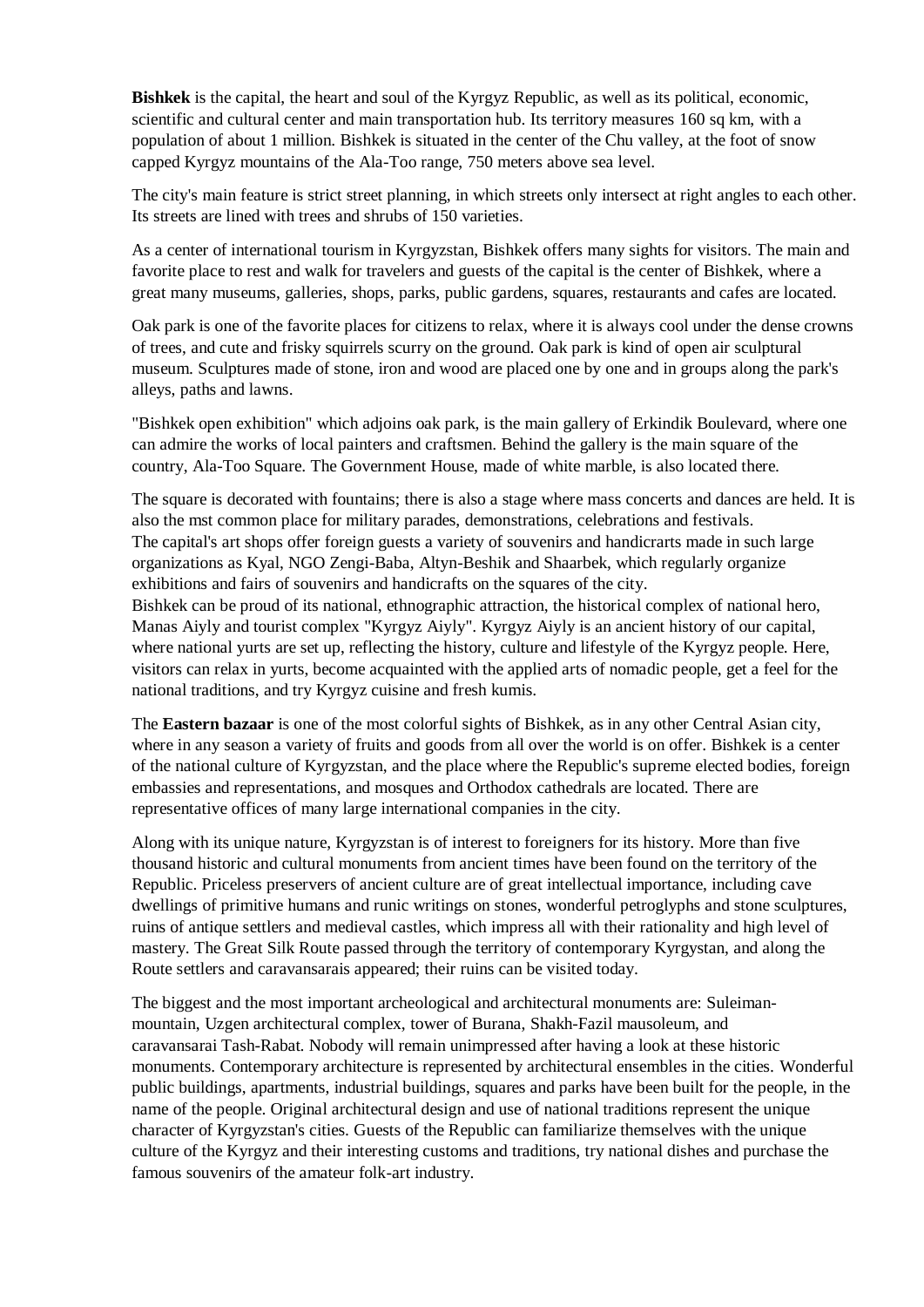**Bishkek** is the capital, the heart and soul of the Kyrgyz Republic, as well as its political, economic, scientific and cultural center and main transportation hub. Its territory measures 160 sq km, with a population of about 1 million. Bishkek is situated in the center of the Chu valley, at the foot of snow capped Kyrgyz mountains of the Ala-Too range, 750 meters above sea level.

The city's main feature is strict street planning, in which streets only intersect at right angles to each other. Its streets are lined with trees and shrubs of 150 varieties.

As a center of international tourism in Kyrgyzstan, Bishkek offers many sights for visitors. The main and favorite place to rest and walk for travelers and guests of the capital is the center of Bishkek, where a great many museums, galleries, shops, parks, public gardens, squares, restaurants and cafes are located.

Oak park is one of the favorite places for citizens to relax, where it is always cool under the dense crowns of trees, and cute and frisky squirrels scurry on the ground. Oak park is kind of open air sculptural museum. Sculptures made of stone, iron and wood are placed one by one and in groups along the park's alleys, paths and lawns.

"Bishkek open exhibition" which adjoins oak park, is the main gallery of Erkindik Boulevard, where one can admire the works of local painters and craftsmen. Behind the gallery is the main square of the country, Ala-Too Square. The Government House, made of white marble, is also located there.

The square is decorated with fountains; there is also a stage where mass concerts and dances are held. It is also the mst common place for military parades, demonstrations, celebrations and festivals.
The capital's art shops offer foreign guests a variety of souvenirs and handicrarts made in such large organizations as Kyal, NGO Zengi-Baba, Altyn-Beshik and Shaarbek, which regularly organize exhibitions and fairs of souvenirs and handicrafts on the squares of the city.
Bishkek can be proud of its national, ethnographic attraction, the historical complex of national hero, Manas Aiyly and tourist complex "Kyrgyz Aiyly". Kyrgyz Aiyly is an ancient history of our capital, where national yurts are set up, reflecting the history, culture and lifestyle of the Kyrgyz people. Here, visitors can relax in yurts, become acquainted with the applied arts of nomadic people, get a feel for the national traditions, and try Kyrgyz cuisine and fresh kumis.

The **Eastern bazaar** is one of the most colorful sights of Bishkek, as in any other Central Asian city, where in any season a variety of fruits and goods from all over the world is on offer. Bishkek is a center of the national culture of Kyrgyzstan, and the place where the Republic's supreme elected bodies, foreign embassies and representations, and mosques and Orthodox cathedrals are located. There are representative offices of many large international companies in the city.

Along with its unique nature, Kyrgyzstan is of interest to foreigners for its history. More than five thousand historic and cultural monuments from ancient times have been found on the territory of the Republic. Priceless preservers of ancient culture are of great intellectual importance, including cave dwellings of primitive humans and runic writings on stones, wonderful petroglyphs and stone sculptures, ruins of antique settlers and medieval castles, which impress all with their rationality and high level of mastery. The Great Silk Route passed through the territory of contemporary Kyrgystan, and along the Route settlers and caravansarais appeared; their ruins can be visited today.

The biggest and the most important archeological and architectural monuments are: Suleiman-mountain, Uzgen architectural complex, tower of Burana, Shakh-Fazil mausoleum, and caravansarai Tash-Rabat. Nobody will remain unimpressed after having a look at these historic monuments. Contemporary architecture is represented by architectural ensembles in the cities. Wonderful public buildings, apartments, industrial buildings, squares and parks have been built for the people, in the name of the people. Original architectural design and use of national traditions represent the unique character of Kyrgyzstan's cities. Guests of the Republic can familiarize themselves with the unique culture of the Kyrgyz and their interesting customs and traditions, try national dishes and purchase the famous souvenirs of the amateur folk-art industry.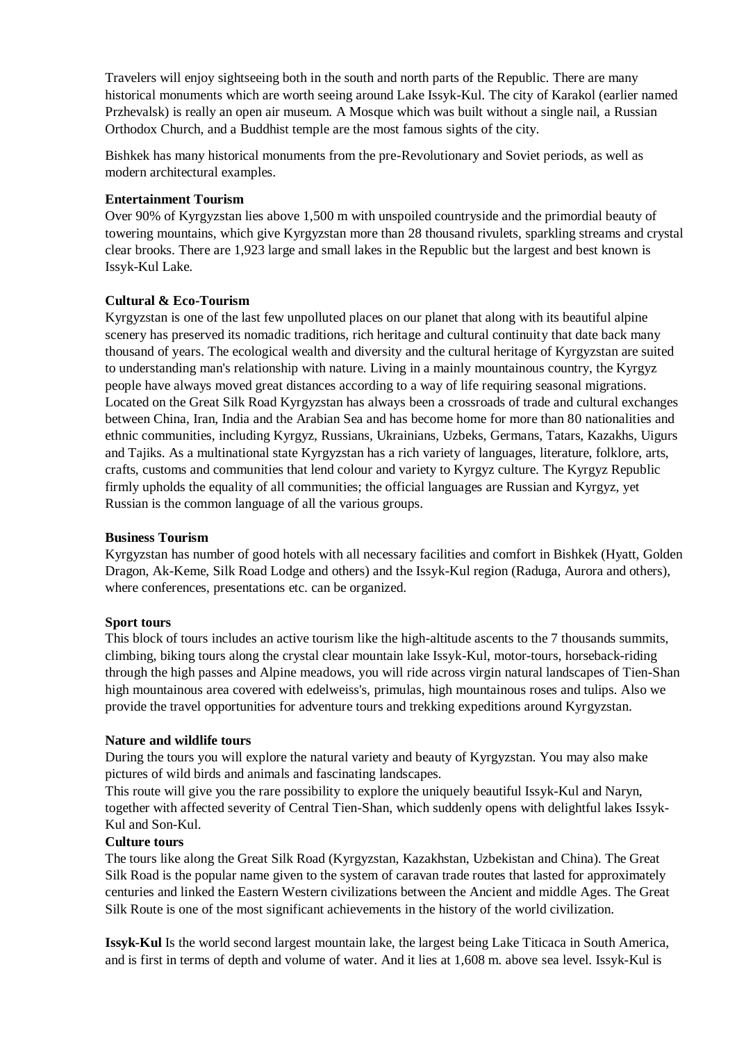Travelers will enjoy sightseeing both in the south and north parts of the Republic. There are many historical monuments which are worth seeing around Lake Issyk-Kul. The city of Karakol (earlier named Przhevalsk) is really an open air museum. A Mosque which was built without a single nail, a Russian Orthodox Church, and a Buddhist temple are the most famous sights of the city.

Bishkek has many historical monuments from the pre-Revolutionary and Soviet periods, as well as modern architectural examples.

**Entertainment Tourism**
Over 90% of Kyrgyzstan lies above 1,500 m with unspoiled countryside and the primordial beauty of towering mountains, which give Kyrgyzstan more than 28 thousand rivulets, sparkling streams and crystal clear brooks. There are 1,923 large and small lakes in the Republic but the largest and best known is Issyk-Kul Lake.

**Cultural & Eco-Tourism**
Kyrgyzstan is one of the last few unpolluted places on our planet that along with its beautiful alpine scenery has preserved its nomadic traditions, rich heritage and cultural continuity that date back many thousand of years. The ecological wealth and diversity and the cultural heritage of Kyrgyzstan are suited to understanding man's relationship with nature. Living in a mainly mountainous country, the Kyrgyz people have always moved great distances according to a way of life requiring seasonal migrations. Located on the Great Silk Road Kyrgyzstan has always been a crossroads of trade and cultural exchanges between China, Iran, India and the Arabian Sea and has become home for more than 80 nationalities and ethnic communities, including Kyrgyz, Russians, Ukrainians, Uzbeks, Germans, Tatars, Kazakhs, Uigurs and Tajiks. As a multinational state Kyrgyzstan has a rich variety of languages, literature, folklore, arts, crafts, customs and communities that lend colour and variety to Kyrgyz culture. The Kyrgyz Republic firmly upholds the equality of all communities; the official languages are Russian and Kyrgyz, yet Russian is the common language of all the various groups.

**Business Tourism**
Kyrgyzstan has number of good hotels with all necessary facilities and comfort in Bishkek (Hyatt, Golden Dragon, Ak-Keme, Silk Road Lodge and others) and the Issyk-Kul region (Raduga, Aurora and others), where conferences, presentations etc. can be organized.

**Sport tours**
This block of tours includes an active tourism like the high-altitude ascents to the 7 thousands summits, climbing, biking tours along the crystal clear mountain lake Issyk-Kul, motor-tours, horseback-riding through the high passes and Alpine meadows, you will ride across virgin natural landscapes of Tien-Shan high mountainous area covered with edelweiss's, primulas, high mountainous roses and tulips. Also we provide the travel opportunities for adventure tours and trekking expeditions around Kyrgyzstan.

**Nature and wildlife tours**
During the tours you will explore the natural variety and beauty of Kyrgyzstan. You may also make pictures of wild birds and animals and fascinating landscapes.
This route will give you the rare possibility to explore the uniquely beautiful Issyk-Kul and Naryn, together with affected severity of Central Tien-Shan, which suddenly opens with delightful lakes Issyk-Kul and Son-Kul.

**Culture tours**
The tours like along the Great Silk Road (Kyrgyzstan, Kazakhstan, Uzbekistan and China). The Great Silk Road is the popular name given to the system of caravan trade routes that lasted for approximately centuries and linked the Eastern Western civilizations between the Ancient and middle Ages. The Great Silk Route is one of the most significant achievements in the history of the world civilization.

**Issyk-Kul** Is the world second largest mountain lake, the largest being Lake Titicaca in South America, and is first in terms of depth and volume of water. And it lies at 1,608 m. above sea level. Issyk-Kul is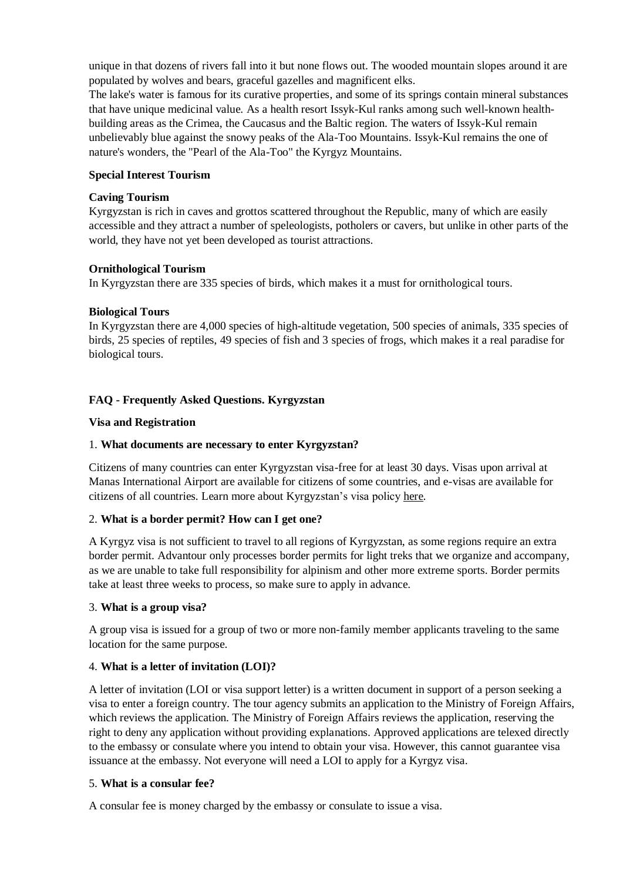unique in that dozens of rivers fall into it but none flows out. The wooded mountain slopes around it are populated by wolves and bears, graceful gazelles and magnificent elks.

The lake's water is famous for its curative properties, and some of its springs contain mineral substances that have unique medicinal value. As a health resort Issyk-Kul ranks among such well-known health-building areas as the Crimea, the Caucasus and the Baltic region. The waters of Issyk-Kul remain unbelievably blue against the snowy peaks of the Ala-Too Mountains. Issyk-Kul remains the one of nature's wonders, the "Pearl of the Ala-Too" the Kyrgyz Mountains.

**Special Interest Tourism**

**Caving Tourism**

Kyrgyzstan is rich in caves and grottos scattered throughout the Republic, many of which are easily accessible and they attract a number of speleologists, potholers or cavers, but unlike in other parts of the world, they have not yet been developed as tourist attractions.

**Ornithological Tourism**

In Kyrgyzstan there are 335 species of birds, which makes it a must for ornithological tours.

**Biological Tours**

In Kyrgyzstan there are 4,000 species of high-altitude vegetation, 500 species of animals, 335 species of birds, 25 species of reptiles, 49 species of fish and 3 species of frogs, which makes it a real paradise for biological tours.

**FAQ - Frequently Asked Questions. Kyrgyzstan**

**Visa and Registration**

1. **What documents are necessary to enter Kyrgyzstan?**

Citizens of many countries can enter Kyrgyzstan visa-free for at least 30 days. Visas upon arrival at Manas International Airport are available for citizens of some countries, and e-visas are available for citizens of all countries. Learn more about Kyrgyzstan's visa policy here.

2. **What is a border permit? How can I get one?**

A Kyrgyz visa is not sufficient to travel to all regions of Kyrgyzstan, as some regions require an extra border permit. Advantour only processes border permits for light treks that we organize and accompany, as we are unable to take full responsibility for alpinism and other more extreme sports. Border permits take at least three weeks to process, so make sure to apply in advance.

3. **What is a group visa?**

A group visa is issued for a group of two or more non-family member applicants traveling to the same location for the same purpose.

4. **What is a letter of invitation (LOI)?**

A letter of invitation (LOI or visa support letter) is a written document in support of a person seeking a visa to enter a foreign country. The tour agency submits an application to the Ministry of Foreign Affairs, which reviews the application. The Ministry of Foreign Affairs reviews the application, reserving the right to deny any application without providing explanations. Approved applications are telexed directly to the embassy or consulate where you intend to obtain your visa. However, this cannot guarantee visa issuance at the embassy. Not everyone will need a LOI to apply for a Kyrgyz visa.

5. **What is a consular fee?**

A consular fee is money charged by the embassy or consulate to issue a visa.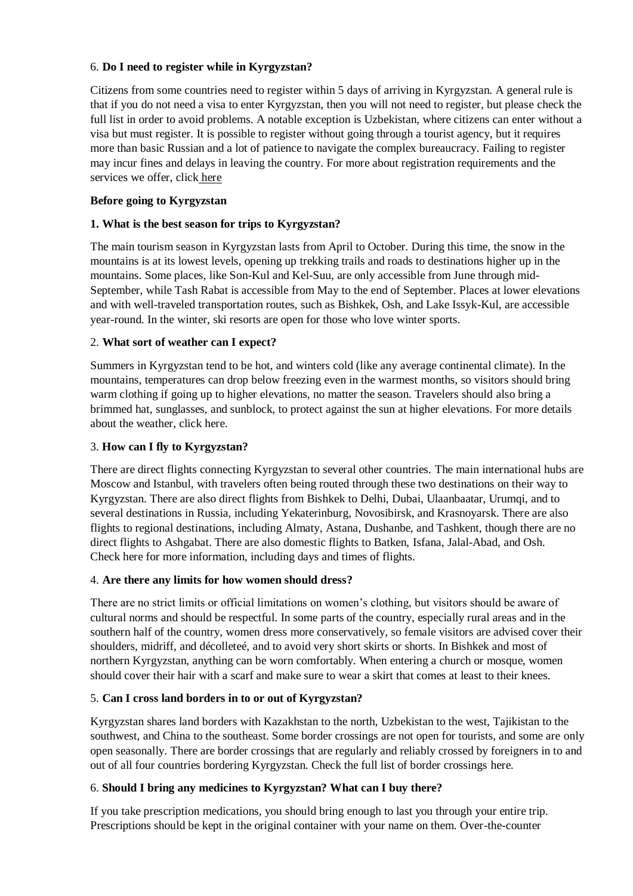6. **Do I need to register while in Kyrgyzstan?**

Citizens from some countries need to register within 5 days of arriving in Kyrgyzstan. A general rule is that if you do not need a visa to enter Kyrgyzstan, then you will not need to register, but please check the full list in order to avoid problems. A notable exception is Uzbekistan, where citizens can enter without a visa but must register. It is possible to register without going through a tourist agency, but it requires more than basic Russian and a lot of patience to navigate the complex bureaucracy. Failing to register may incur fines and delays in leaving the country. For more about registration requirements and the services we offer, click here

**Before going to Kyrgyzstan**

**1. What is the best season for trips to Kyrgyzstan?**

The main tourism season in Kyrgyzstan lasts from April to October. During this time, the snow in the mountains is at its lowest levels, opening up trekking trails and roads to destinations higher up in the mountains. Some places, like Son-Kul and Kel-Suu, are only accessible from June through mid-September, while Tash Rabat is accessible from May to the end of September. Places at lower elevations and with well-traveled transportation routes, such as Bishkek, Osh, and Lake Issyk-Kul, are accessible year-round. In the winter, ski resorts are open for those who love winter sports.

2. **What sort of weather can I expect?**

Summers in Kyrgyzstan tend to be hot, and winters cold (like any average continental climate). In the mountains, temperatures can drop below freezing even in the warmest months, so visitors should bring warm clothing if going up to higher elevations, no matter the season. Travelers should also bring a brimmed hat, sunglasses, and sunblock, to protect against the sun at higher elevations. For more details about the weather, click here.

3. **How can I fly to Kyrgyzstan?**

There are direct flights connecting Kyrgyzstan to several other countries. The main international hubs are Moscow and Istanbul, with travelers often being routed through these two destinations on their way to Kyrgyzstan. There are also direct flights from Bishkek to Delhi, Dubai, Ulaanbaatar, Urumqi, and to several destinations in Russia, including Yekaterinburg, Novosibirsk, and Krasnoyarsk. There are also flights to regional destinations, including Almaty, Astana, Dushanbe, and Tashkent, though there are no direct flights to Ashgabat. There are also domestic flights to Batken, Isfana, Jalal-Abad, and Osh. Check here for more information, including days and times of flights.

4. **Are there any limits for how women should dress?**

There are no strict limits or official limitations on women's clothing, but visitors should be aware of cultural norms and should be respectful. In some parts of the country, especially rural areas and in the southern half of the country, women dress more conservatively, so female visitors are advised cover their shoulders, midriff, and décolleteé, and to avoid very short skirts or shorts. In Bishkek and most of northern Kyrgyzstan, anything can be worn comfortably. When entering a church or mosque, women should cover their hair with a scarf and make sure to wear a skirt that comes at least to their knees.

5. **Can I cross land borders in to or out of Kyrgyzstan?**

Kyrgyzstan shares land borders with Kazakhstan to the north, Uzbekistan to the west, Tajikistan to the southwest, and China to the southeast. Some border crossings are not open for tourists, and some are only open seasonally. There are border crossings that are regularly and reliably crossed by foreigners in to and out of all four countries bordering Kyrgyzstan. Check the full list of border crossings here.

6. **Should I bring any medicines to Kyrgyzstan? What can I buy there?**

If you take prescription medications, you should bring enough to last you through your entire trip. Prescriptions should be kept in the original container with your name on them. Over-the-counter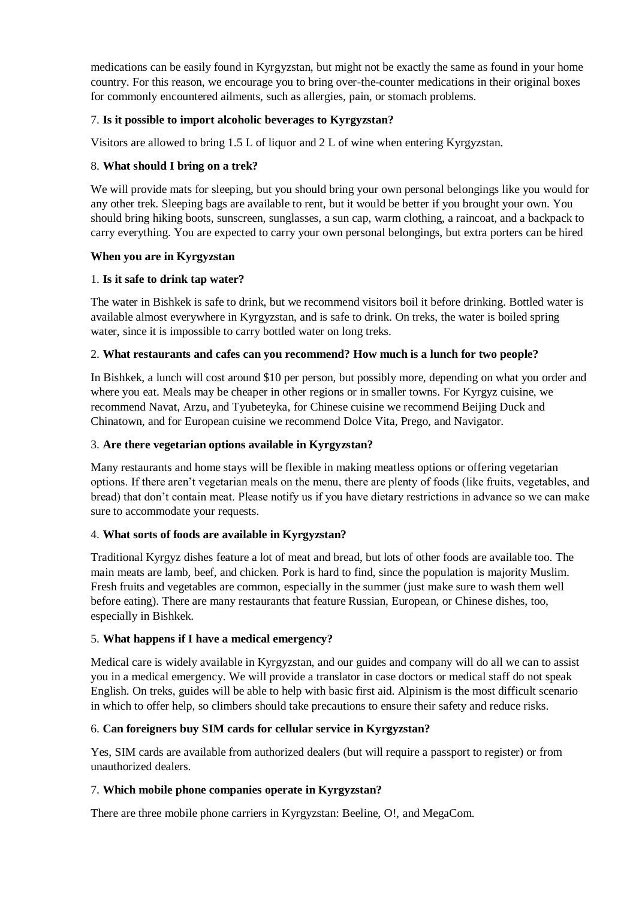medications can be easily found in Kyrgyzstan, but might not be exactly the same as found in your home country. For this reason, we encourage you to bring over-the-counter medications in their original boxes for commonly encountered ailments, such as allergies, pain, or stomach problems.

7. **Is it possible to import alcoholic beverages to Kyrgyzstan?**

Visitors are allowed to bring 1.5 L of liquor and 2 L of wine when entering Kyrgyzstan.

8. **What should I bring on a trek?**

We will provide mats for sleeping, but you should bring your own personal belongings like you would for any other trek. Sleeping bags are available to rent, but it would be better if you brought your own. You should bring hiking boots, sunscreen, sunglasses, a sun cap, warm clothing, a raincoat, and a backpack to carry everything. You are expected to carry your own personal belongings, but extra porters can be hired

**When you are in Kyrgyzstan**

1. **Is it safe to drink tap water?**

The water in Bishkek is safe to drink, but we recommend visitors boil it before drinking. Bottled water is available almost everywhere in Kyrgyzstan, and is safe to drink. On treks, the water is boiled spring water, since it is impossible to carry bottled water on long treks.

2. **What restaurants and cafes can you recommend? How much is a lunch for two people?**

In Bishkek, a lunch will cost around $10 per person, but possibly more, depending on what you order and where you eat. Meals may be cheaper in other regions or in smaller towns. For Kyrgyz cuisine, we recommend Navat, Arzu, and Tyubeteyka, for Chinese cuisine we recommend Beijing Duck and Chinatown, and for European cuisine we recommend Dolce Vita, Prego, and Navigator.

3. **Are there vegetarian options available in Kyrgyzstan?**

Many restaurants and home stays will be flexible in making meatless options or offering vegetarian options. If there aren't vegetarian meals on the menu, there are plenty of foods (like fruits, vegetables, and bread) that don't contain meat. Please notify us if you have dietary restrictions in advance so we can make sure to accommodate your requests.

4. **What sorts of foods are available in Kyrgyzstan?**

Traditional Kyrgyz dishes feature a lot of meat and bread, but lots of other foods are available too. The main meats are lamb, beef, and chicken. Pork is hard to find, since the population is majority Muslim. Fresh fruits and vegetables are common, especially in the summer (just make sure to wash them well before eating). There are many restaurants that feature Russian, European, or Chinese dishes, too, especially in Bishkek.

5. **What happens if I have a medical emergency?**

Medical care is widely available in Kyrgyzstan, and our guides and company will do all we can to assist you in a medical emergency. We will provide a translator in case doctors or medical staff do not speak English. On treks, guides will be able to help with basic first aid. Alpinism is the most difficult scenario in which to offer help, so climbers should take precautions to ensure their safety and reduce risks.

6. **Can foreigners buy SIM cards for cellular service in Kyrgyzstan?**

Yes, SIM cards are available from authorized dealers (but will require a passport to register) or from unauthorized dealers.

7. **Which mobile phone companies operate in Kyrgyzstan?**

There are three mobile phone carriers in Kyrgyzstan: Beeline, O!, and MegaCom.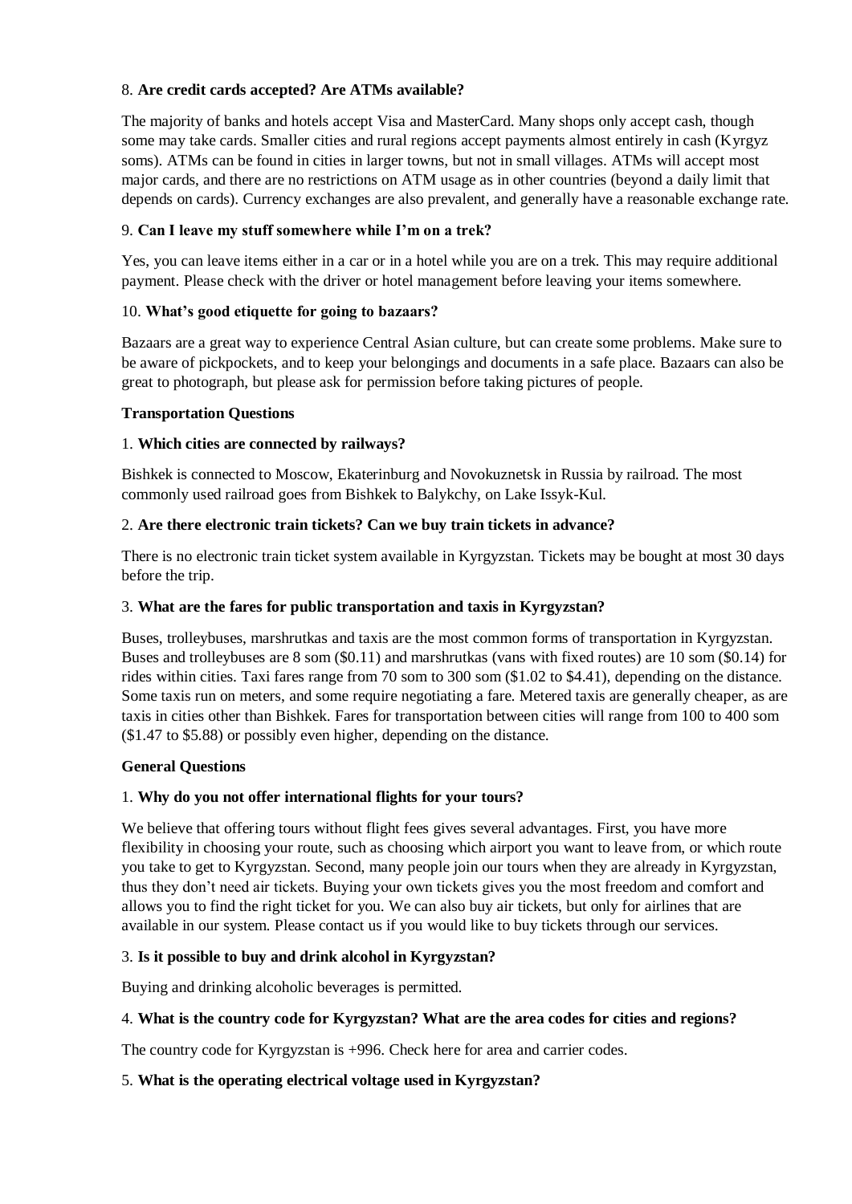8. **Are credit cards accepted? Are ATMs available?**

The majority of banks and hotels accept Visa and MasterCard. Many shops only accept cash, though some may take cards. Smaller cities and rural regions accept payments almost entirely in cash (Kyrgyz soms). ATMs can be found in cities in larger towns, but not in small villages. ATMs will accept most major cards, and there are no restrictions on ATM usage as in other countries (beyond a daily limit that depends on cards). Currency exchanges are also prevalent, and generally have a reasonable exchange rate.

9. **Can I leave my stuff somewhere while I'm on a trek?**

Yes, you can leave items either in a car or in a hotel while you are on a trek. This may require additional payment. Please check with the driver or hotel management before leaving your items somewhere.

10. **What's good etiquette for going to bazaars?**

Bazaars are a great way to experience Central Asian culture, but can create some problems. Make sure to be aware of pickpockets, and to keep your belongings and documents in a safe place. Bazaars can also be great to photograph, but please ask for permission before taking pictures of people.

**Transportation Questions**

1. **Which cities are connected by railways?**

Bishkek is connected to Moscow, Ekaterinburg and Novokuznetsk in Russia by railroad. The most commonly used railroad goes from Bishkek to Balykchy, on Lake Issyk-Kul.

2. **Are there electronic train tickets? Can we buy train tickets in advance?**

There is no electronic train ticket system available in Kyrgyzstan. Tickets may be bought at most 30 days before the trip.

3. **What are the fares for public transportation and taxis in Kyrgyzstan?**

Buses, trolleybuses, marshrutkas and taxis are the most common forms of transportation in Kyrgyzstan. Buses and trolleybuses are 8 som ($0.11) and marshrutkas (vans with fixed routes) are 10 som ($0.14) for rides within cities. Taxi fares range from 70 som to 300 som ($1.02 to $4.41), depending on the distance. Some taxis run on meters, and some require negotiating a fare. Metered taxis are generally cheaper, as are taxis in cities other than Bishkek. Fares for transportation between cities will range from 100 to 400 som ($1.47 to $5.88) or possibly even higher, depending on the distance.

**General Questions**

1. **Why do you not offer international flights for your tours?**

We believe that offering tours without flight fees gives several advantages. First, you have more flexibility in choosing your route, such as choosing which airport you want to leave from, or which route you take to get to Kyrgyzstan. Second, many people join our tours when they are already in Kyrgyzstan, thus they don't need air tickets. Buying your own tickets gives you the most freedom and comfort and allows you to find the right ticket for you. We can also buy air tickets, but only for airlines that are available in our system. Please contact us if you would like to buy tickets through our services.

3. **Is it possible to buy and drink alcohol in Kyrgyzstan?**

Buying and drinking alcoholic beverages is permitted.

4. **What is the country code for Kyrgyzstan? What are the area codes for cities and regions?**

The country code for Kyrgyzstan is +996. Check here for area and carrier codes.

5. **What is the operating electrical voltage used in Kyrgyzstan?**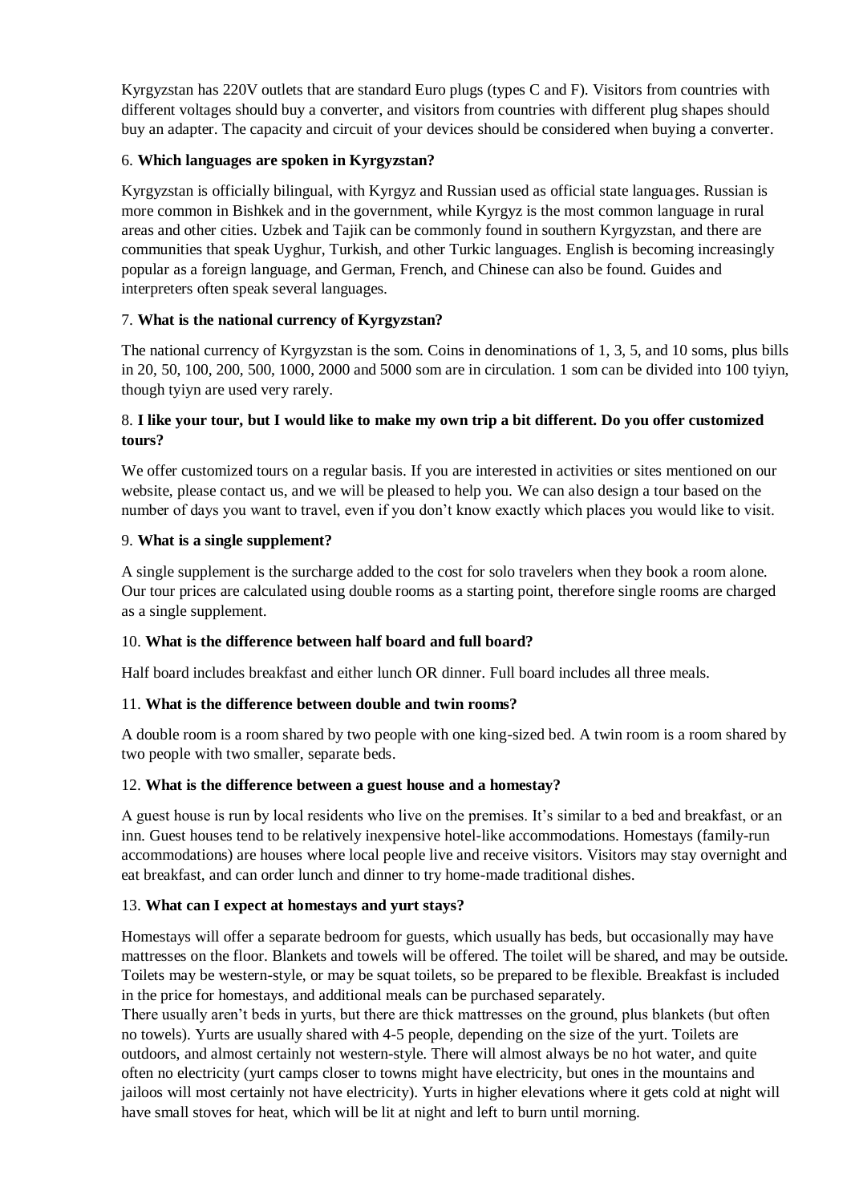Kyrgyzstan has 220V outlets that are standard Euro plugs (types C and F). Visitors from countries with different voltages should buy a converter, and visitors from countries with different plug shapes should buy an adapter. The capacity and circuit of your devices should be considered when buying a converter.

6. **Which languages are spoken in Kyrgyzstan?**

Kyrgyzstan is officially bilingual, with Kyrgyz and Russian used as official state languages. Russian is more common in Bishkek and in the government, while Kyrgyz is the most common language in rural areas and other cities. Uzbek and Tajik can be commonly found in southern Kyrgyzstan, and there are communities that speak Uyghur, Turkish, and other Turkic languages. English is becoming increasingly popular as a foreign language, and German, French, and Chinese can also be found. Guides and interpreters often speak several languages.

7. **What is the national currency of Kyrgyzstan?**

The national currency of Kyrgyzstan is the som. Coins in denominations of 1, 3, 5, and 10 soms, plus bills in 20, 50, 100, 200, 500, 1000, 2000 and 5000 som are in circulation. 1 som can be divided into 100 tyiyn, though tyiyn are used very rarely.

8. **I like your tour, but I would like to make my own trip a bit different. Do you offer customized tours?**

We offer customized tours on a regular basis. If you are interested in activities or sites mentioned on our website, please contact us, and we will be pleased to help you. We can also design a tour based on the number of days you want to travel, even if you don't know exactly which places you would like to visit.

9. **What is a single supplement?**

A single supplement is the surcharge added to the cost for solo travelers when they book a room alone. Our tour prices are calculated using double rooms as a starting point, therefore single rooms are charged as a single supplement.

10. **What is the difference between half board and full board?**

Half board includes breakfast and either lunch OR dinner. Full board includes all three meals.

11. **What is the difference between double and twin rooms?**

A double room is a room shared by two people with one king-sized bed. A twin room is a room shared by two people with two smaller, separate beds.

12. **What is the difference between a guest house and a homestay?**

A guest house is run by local residents who live on the premises. It's similar to a bed and breakfast, or an inn. Guest houses tend to be relatively inexpensive hotel-like accommodations. Homestays (family-run accommodations) are houses where local people live and receive visitors. Visitors may stay overnight and eat breakfast, and can order lunch and dinner to try home-made traditional dishes.

13. **What can I expect at homestays and yurt stays?**

Homestays will offer a separate bedroom for guests, which usually has beds, but occasionally may have mattresses on the floor. Blankets and towels will be offered. The toilet will be shared, and may be outside. Toilets may be western-style, or may be squat toilets, so be prepared to be flexible. Breakfast is included in the price for homestays, and additional meals can be purchased separately.

There usually aren't beds in yurts, but there are thick mattresses on the ground, plus blankets (but often no towels). Yurts are usually shared with 4-5 people, depending on the size of the yurt. Toilets are outdoors, and almost certainly not western-style. There will almost always be no hot water, and quite often no electricity (yurt camps closer to towns might have electricity, but ones in the mountains and jailoos will most certainly not have electricity). Yurts in higher elevations where it gets cold at night will have small stoves for heat, which will be lit at night and left to burn until morning.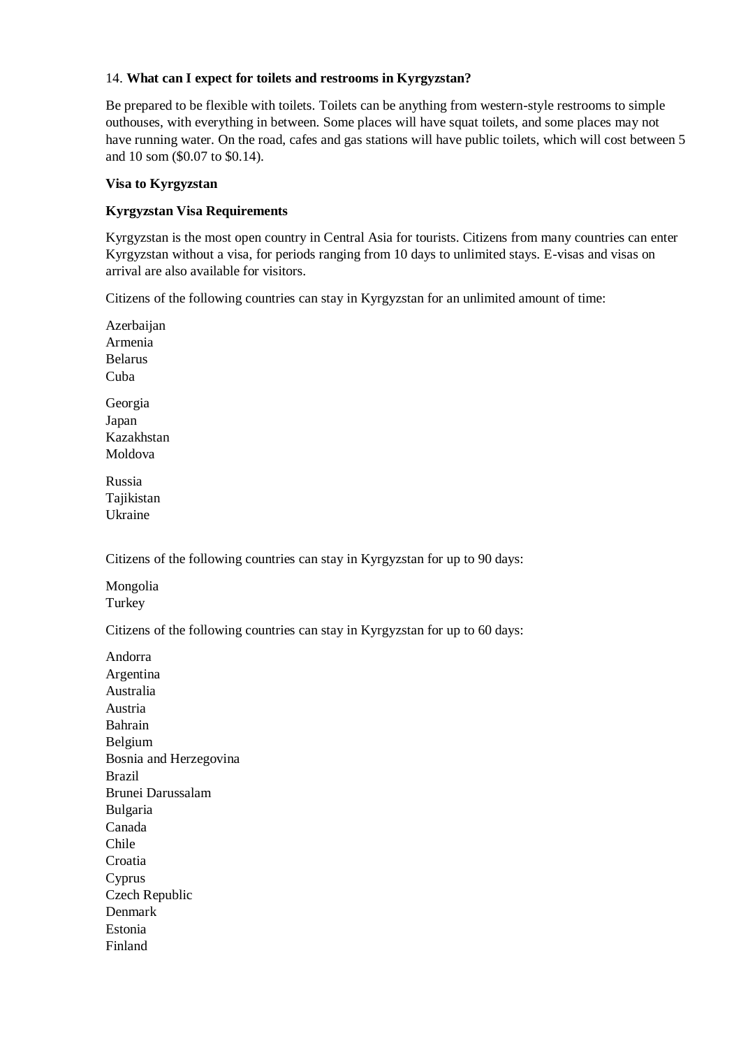14. **What can I expect for toilets and restrooms in Kyrgyzstan?**

Be prepared to be flexible with toilets. Toilets can be anything from western-style restrooms to simple outhouses, with everything in between. Some places will have squat toilets, and some places may not have running water. On the road, cafes and gas stations will have public toilets, which will cost between 5 and 10 som ($0.07 to $0.14).

**Visa to Kyrgyzstan**

**Kyrgyzstan Visa Requirements**

Kyrgyzstan is the most open country in Central Asia for tourists. Citizens from many countries can enter Kyrgyzstan without a visa, for periods ranging from 10 days to unlimited stays. E-visas and visas on arrival are also available for visitors.

Citizens of the following countries can stay in Kyrgyzstan for an unlimited amount of time:

Azerbaijan
Armenia
Belarus
Cuba

Georgia
Japan
Kazakhstan
Moldova

Russia
Tajikistan
Ukraine

Citizens of the following countries can stay in Kyrgyzstan for up to 90 days:

Mongolia
Turkey

Citizens of the following countries can stay in Kyrgyzstan for up to 60 days:

Andorra
Argentina
Australia
Austria
Bahrain
Belgium
Bosnia and Herzegovina
Brazil
Brunei Darussalam
Bulgaria
Canada
Chile
Croatia
Cyprus
Czech Republic
Denmark
Estonia
Finland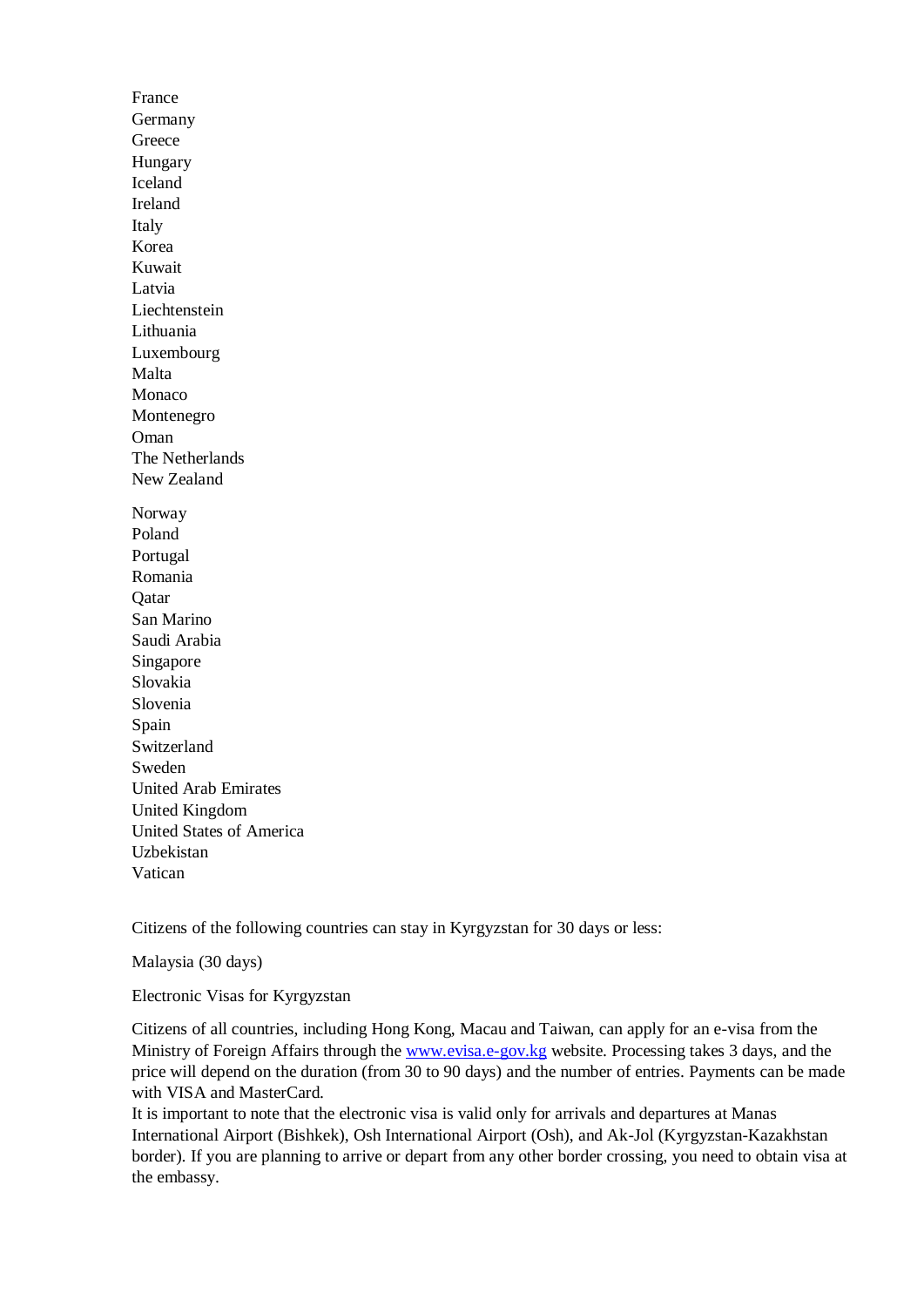France
Germany
Greece
Hungary
Iceland
Ireland
Italy
Korea
Kuwait
Latvia
Liechtenstein
Lithuania
Luxembourg
Malta
Monaco
Montenegro
Oman
The Netherlands
New Zealand

Norway
Poland
Portugal
Romania
Qatar
San Marino
Saudi Arabia
Singapore
Slovakia
Slovenia
Spain
Switzerland
Sweden
United Arab Emirates
United Kingdom
United States of America
Uzbekistan
Vatican

Citizens of the following countries can stay in Kyrgyzstan for 30 days or less:

Malaysia (30 days)

Electronic Visas for Kyrgyzstan

Citizens of all countries, including Hong Kong, Macau and Taiwan, can apply for an e-visa from the Ministry of Foreign Affairs through the [www.evisa.e-gov.kg](http://www.evisa.e-gov.kg) website. Processing takes 3 days, and the price will depend on the duration (from 30 to 90 days) and the number of entries. Payments can be made with VISA and MasterCard.
It is important to note that the electronic visa is valid only for arrivals and departures at Manas International Airport (Bishkek), Osh International Airport (Osh), and Ak-Jol (Kyrgyzstan-Kazakhstan border). If you are planning to arrive or depart from any other border crossing, you need to obtain visa at the embassy.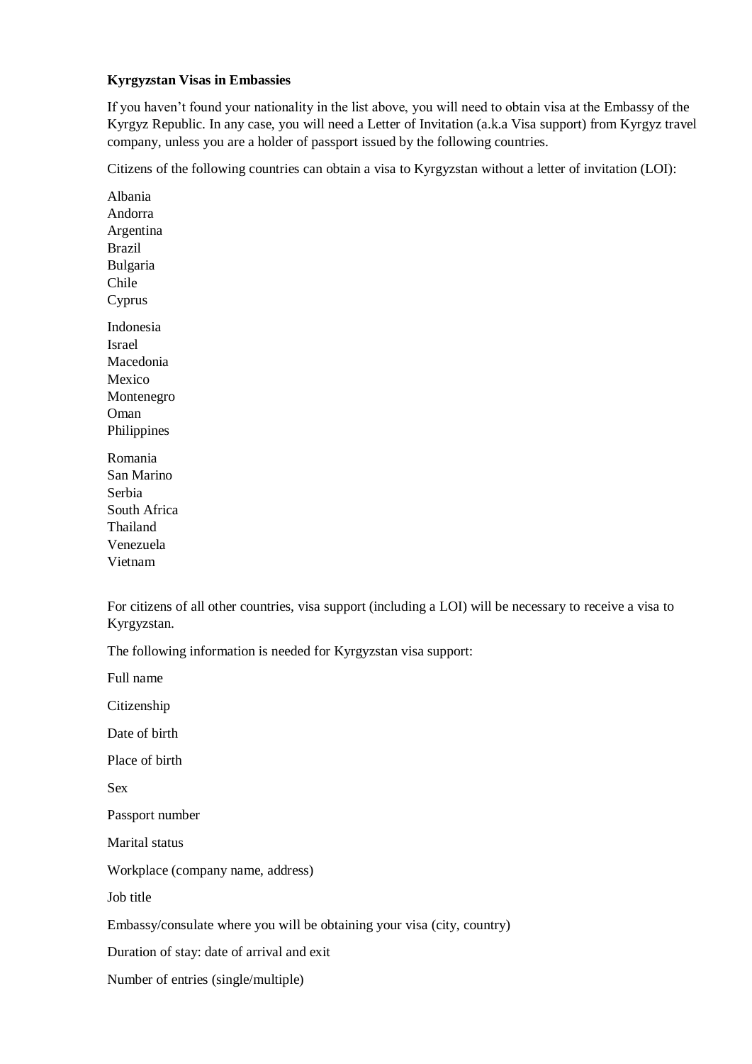**Kyrgyzstan Visas in Embassies**

If you haven't found your nationality in the list above, you will need to obtain visa at the Embassy of the Kyrgyz Republic. In any case, you will need a Letter of Invitation (a.k.a Visa support) from Kyrgyz travel company, unless you are a holder of passport issued by the following countries.

Citizens of the following countries can obtain a visa to Kyrgyzstan without a letter of invitation (LOI):

Albania
Andorra
Argentina
Brazil
Bulgaria
Chile
Cyprus

Indonesia
Israel
Macedonia
Mexico
Montenegro
Oman
Philippines

Romania
San Marino
Serbia
South Africa
Thailand
Venezuela
Vietnam

For citizens of all other countries, visa support (including a LOI) will be necessary to receive a visa to Kyrgyzstan.

The following information is needed for Kyrgyzstan visa support:

Full name

Citizenship

Date of birth

Place of birth

Sex

Passport number

Marital status

Workplace (company name, address)

Job title

Embassy/consulate where you will be obtaining your visa (city, country)

Duration of stay: date of arrival and exit

Number of entries (single/multiple)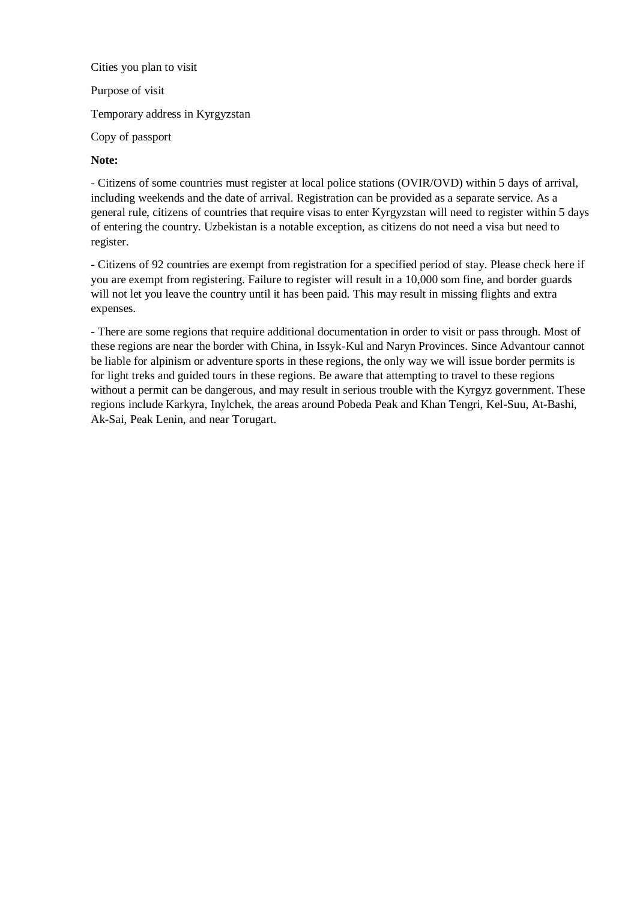Cities you plan to visit

Purpose of visit

Temporary address in Kyrgyzstan

Copy of passport

**Note:**

- Citizens of some countries must register at local police stations (OVIR/OVD) within 5 days of arrival, including weekends and the date of arrival. Registration can be provided as a separate service. As a general rule, citizens of countries that require visas to enter Kyrgyzstan will need to register within 5 days of entering the country. Uzbekistan is a notable exception, as citizens do not need a visa but need to register.

- Citizens of 92 countries are exempt from registration for a specified period of stay. Please check here if you are exempt from registering. Failure to register will result in a 10,000 som fine, and border guards will not let you leave the country until it has been paid. This may result in missing flights and extra expenses.

- There are some regions that require additional documentation in order to visit or pass through. Most of these regions are near the border with China, in Issyk-Kul and Naryn Provinces. Since Advantour cannot be liable for alpinism or adventure sports in these regions, the only way we will issue border permits is for light treks and guided tours in these regions. Be aware that attempting to travel to these regions without a permit can be dangerous, and may result in serious trouble with the Kyrgyz government. These regions include Karkyra, Inylchek, the areas around Pobeda Peak and Khan Tengri, Kel-Suu, At-Bashi, Ak-Sai, Peak Lenin, and near Torugart.